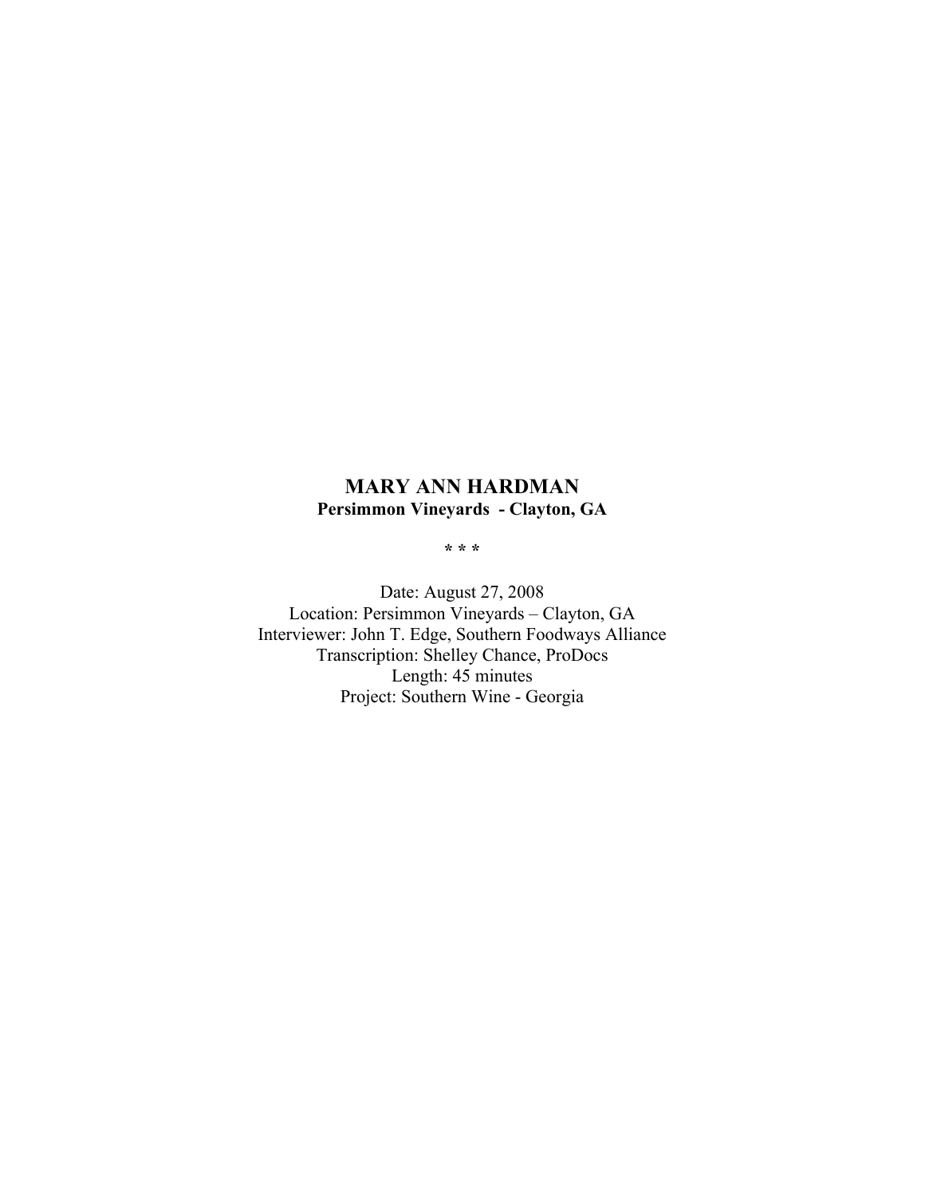# MARY ANN HARDMAN

**Persimmon Vineyards - Clayton, GA**

\* \* \*

Date: August 27, 2008
Location: Persimmon Vineyards – Clayton, GA
Interviewer: John T. Edge, Southern Foodways Alliance
Transcription: Shelley Chance, ProDocs
Length: 45 minutes
Project: Southern Wine - Georgia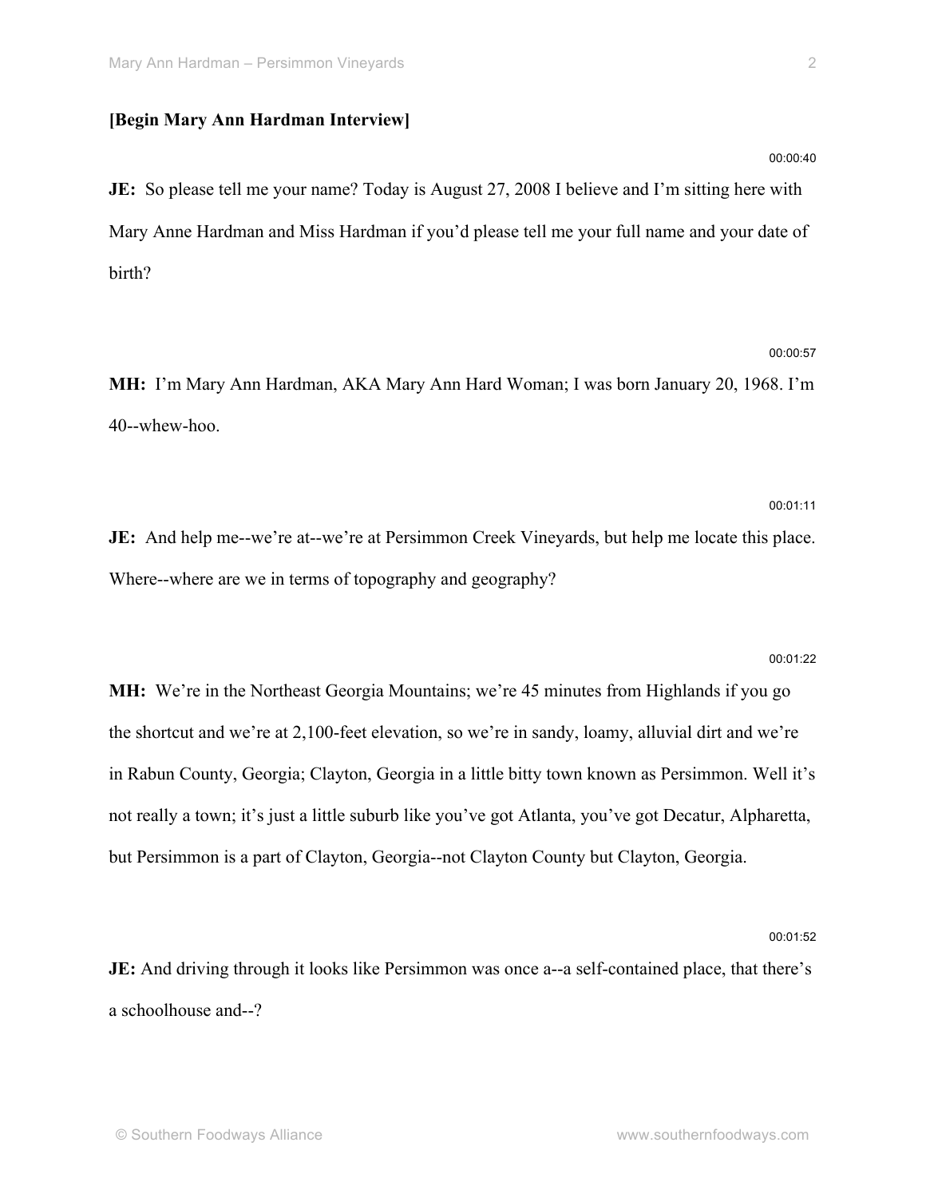**[Begin Mary Ann Hardman Interview]**

00:00:40

**JE:** So please tell me your name? Today is August 27, 2008 I believe and I'm sitting here with Mary Anne Hardman and Miss Hardman if you'd please tell me your full name and your date of birth?

00:00:57

**MH:** I'm Mary Ann Hardman, AKA Mary Ann Hard Woman; I was born January 20, 1968. I'm 40--whew-hoo.

00:01:11

**JE:** And help me--we're at--we're at Persimmon Creek Vineyards, but help me locate this place. Where--where are we in terms of topography and geography?

00:01:22

**MH:** We're in the Northeast Georgia Mountains; we're 45 minutes from Highlands if you go the shortcut and we're at 2,100-feet elevation, so we're in sandy, loamy, alluvial dirt and we're in Rabun County, Georgia; Clayton, Georgia in a little bitty town known as Persimmon. Well it's not really a town; it's just a little suburb like you've got Atlanta, you've got Decatur, Alpharetta, but Persimmon is a part of Clayton, Georgia--not Clayton County but Clayton, Georgia.

00:01:52

**JE:** And driving through it looks like Persimmon was once a--a self-contained place, that there's a schoolhouse and--?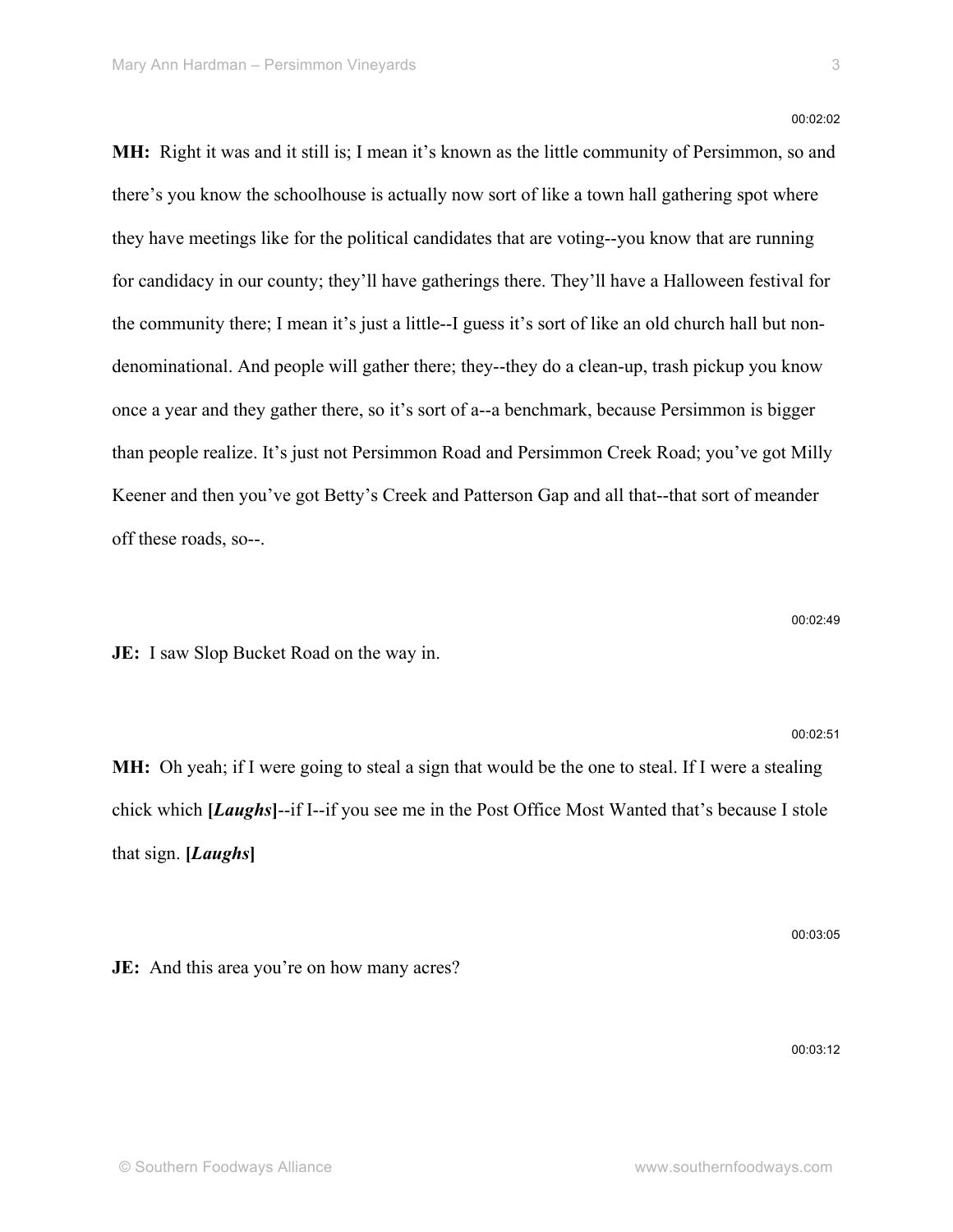00:02:02

**MH:** Right it was and it still is; I mean it's known as the little community of Persimmon, so and there's you know the schoolhouse is actually now sort of like a town hall gathering spot where they have meetings like for the political candidates that are voting--you know that are running for candidacy in our county; they'll have gatherings there. They'll have a Halloween festival for the community there; I mean it's just a little--I guess it's sort of like an old church hall but non-denominational. And people will gather there; they--they do a clean-up, trash pickup you know once a year and they gather there, so it's sort of a--a benchmark, because Persimmon is bigger than people realize. It's just not Persimmon Road and Persimmon Creek Road; you've got Milly Keener and then you've got Betty's Creek and Patterson Gap and all that--that sort of meander off these roads, so--.

00:02:49

**JE:** I saw Slop Bucket Road on the way in.

00:02:51

**MH:** Oh yeah; if I were going to steal a sign that would be the one to steal. If I were a stealing chick which **[*Laughs*]**--if I--if you see me in the Post Office Most Wanted that's because I stole that sign. **[*Laughs*]**

00:03:05

**JE:** And this area you're on how many acres?

00:03:12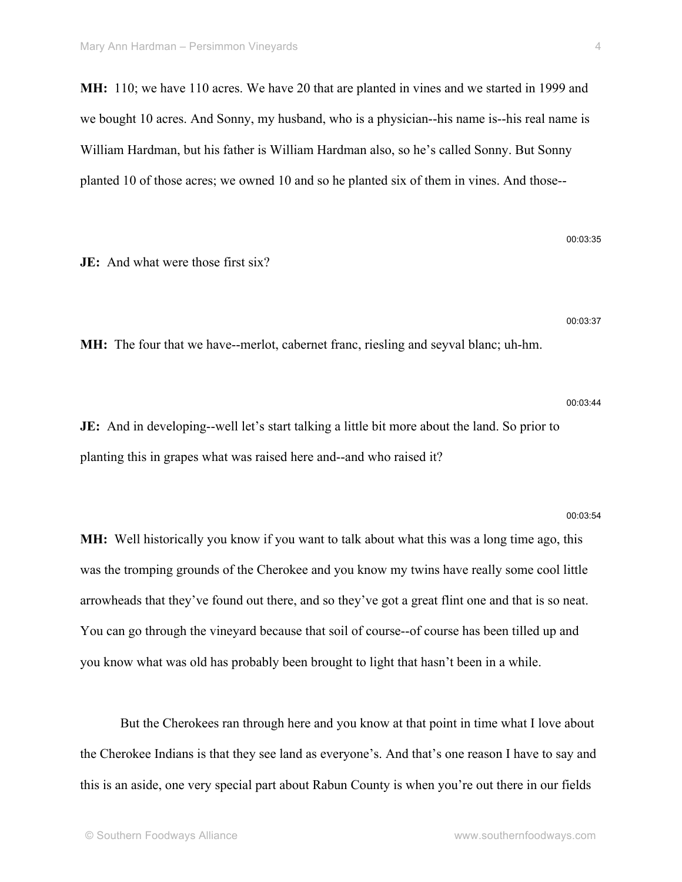**MH:** 110; we have 110 acres. We have 20 that are planted in vines and we started in 1999 and we bought 10 acres. And Sonny, my husband, who is a physician--his name is--his real name is William Hardman, but his father is William Hardman also, so he's called Sonny. But Sonny planted 10 of those acres; we owned 10 and so he planted six of them in vines. And those--

00:03:35

**JE:** And what were those first six?

00:03:37

**MH:** The four that we have--merlot, cabernet franc, riesling and seyval blanc; uh-hm.

00:03:44

**JE:** And in developing--well let's start talking a little bit more about the land. So prior to planting this in grapes what was raised here and--and who raised it?

00:03:54

**MH:** Well historically you know if you want to talk about what this was a long time ago, this was the tromping grounds of the Cherokee and you know my twins have really some cool little arrowheads that they've found out there, and so they've got a great flint one and that is so neat. You can go through the vineyard because that soil of course--of course has been tilled up and you know what was old has probably been brought to light that hasn't been in a while.

But the Cherokees ran through here and you know at that point in time what I love about the Cherokee Indians is that they see land as everyone's. And that's one reason I have to say and this is an aside, one very special part about Rabun County is when you're out there in our fields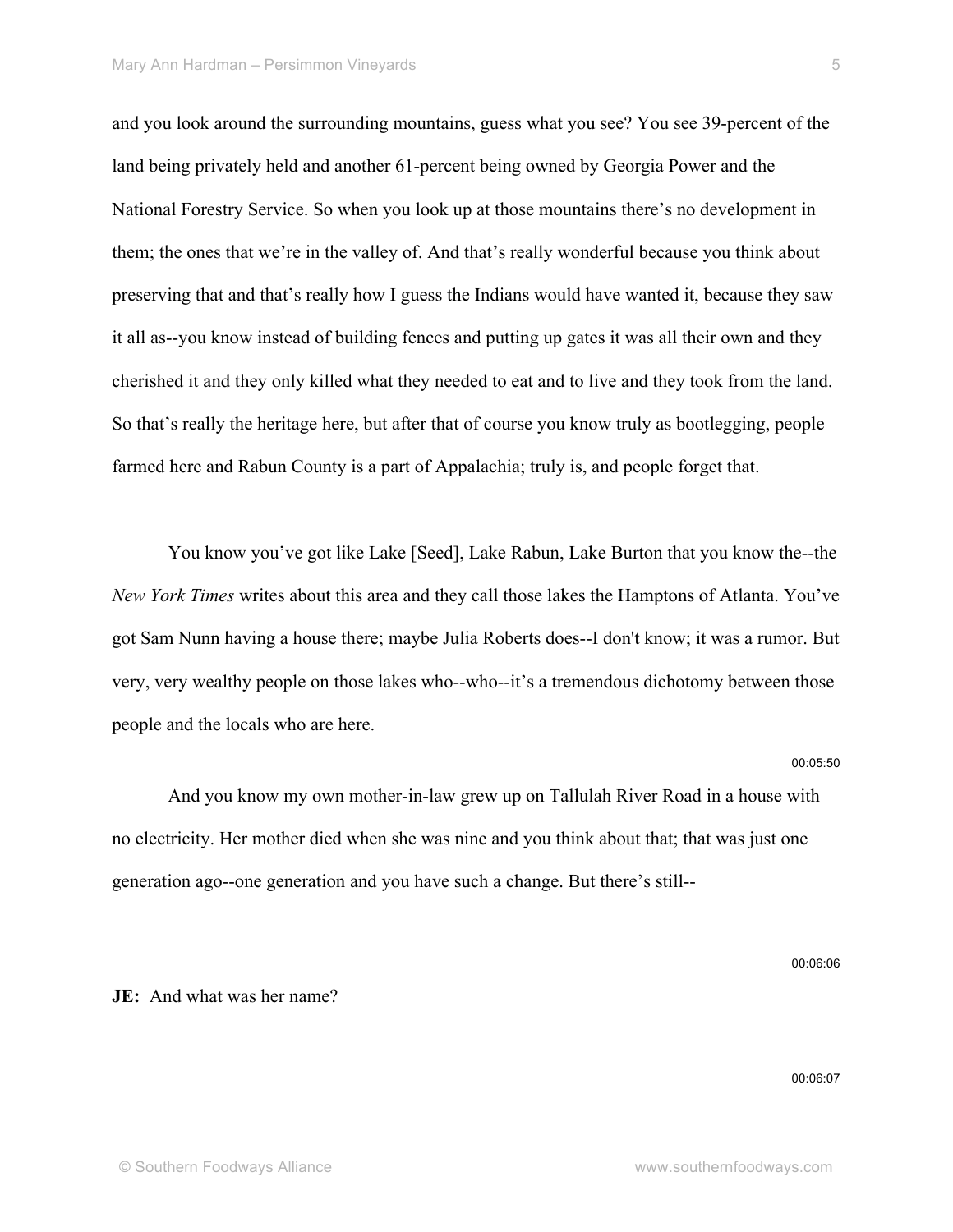and you look around the surrounding mountains, guess what you see? You see 39-percent of the land being privately held and another 61-percent being owned by Georgia Power and the National Forestry Service. So when you look up at those mountains there's no development in them; the ones that we're in the valley of. And that's really wonderful because you think about preserving that and that's really how I guess the Indians would have wanted it, because they saw it all as--you know instead of building fences and putting up gates it was all their own and they cherished it and they only killed what they needed to eat and to live and they took from the land. So that's really the heritage here, but after that of course you know truly as bootlegging, people farmed here and Rabun County is a part of Appalachia; truly is, and people forget that.

You know you've got like Lake [Seed], Lake Rabun, Lake Burton that you know the--the *New York Times* writes about this area and they call those lakes the Hamptons of Atlanta. You've got Sam Nunn having a house there; maybe Julia Roberts does--I don't know; it was a rumor. But very, very wealthy people on those lakes who--who--it's a tremendous dichotomy between those people and the locals who are here.

00:05:50

And you know my own mother-in-law grew up on Tallulah River Road in a house with no electricity. Her mother died when she was nine and you think about that; that was just one generation ago--one generation and you have such a change. But there's still--

00:06:06

**JE:** And what was her name?

00:06:07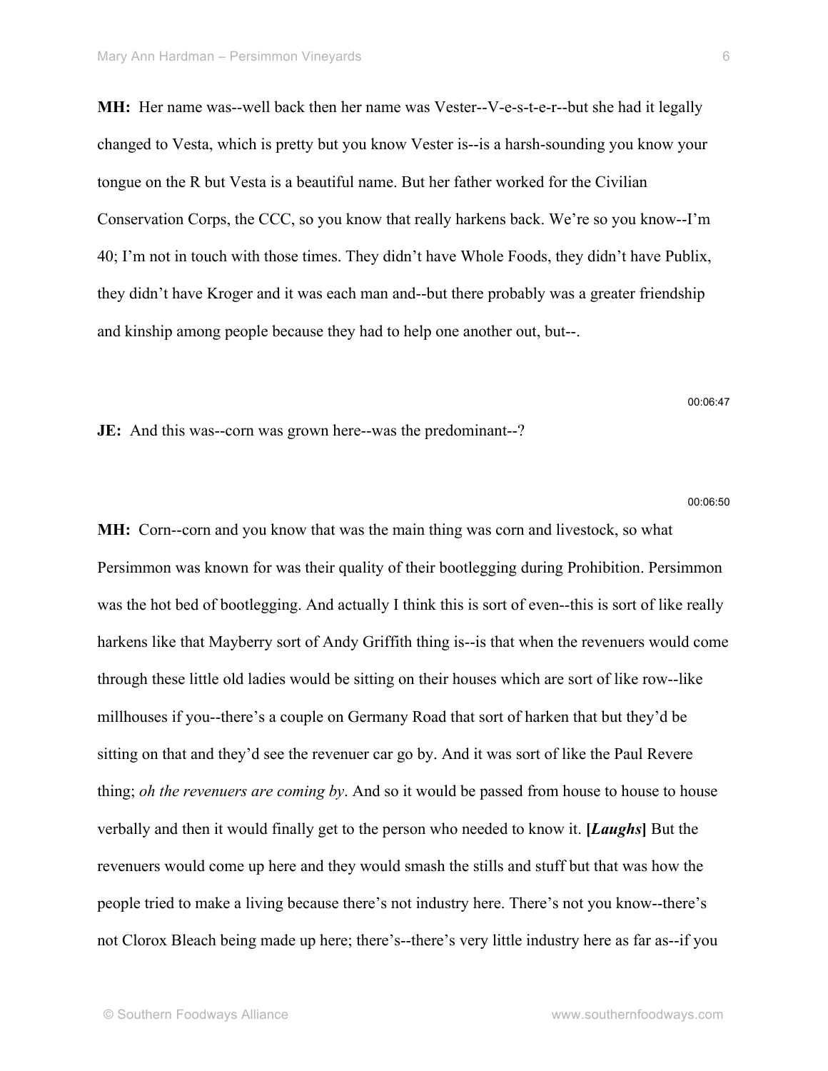**MH:** Her name was--well back then her name was Vester--V-e-s-t-e-r--but she had it legally changed to Vesta, which is pretty but you know Vester is--is a harsh-sounding you know your tongue on the R but Vesta is a beautiful name. But her father worked for the Civilian Conservation Corps, the CCC, so you know that really harkens back. We're so you know--I'm 40; I'm not in touch with those times. They didn't have Whole Foods, they didn't have Publix, they didn't have Kroger and it was each man and--but there probably was a greater friendship and kinship among people because they had to help one another out, but--.

00:06:47

**JE:** And this was--corn was grown here--was the predominant--?

00:06:50

**MH:** Corn--corn and you know that was the main thing was corn and livestock, so what Persimmon was known for was their quality of their bootlegging during Prohibition. Persimmon was the hot bed of bootlegging. And actually I think this is sort of even--this is sort of like really harkens like that Mayberry sort of Andy Griffith thing is--is that when the revenuers would come through these little old ladies would be sitting on their houses which are sort of like row--like millhouses if you--there's a couple on Germany Road that sort of harken that but they'd be sitting on that and they'd see the revenuer car go by. And it was sort of like the Paul Revere thing; *oh the revenuers are coming by*. And so it would be passed from house to house to house verbally and then it would finally get to the person who needed to know it. **[*Laughs*]** But the revenuers would come up here and they would smash the stills and stuff but that was how the people tried to make a living because there's not industry here. There's not you know--there's not Clorox Bleach being made up here; there's--there's very little industry here as far as--if you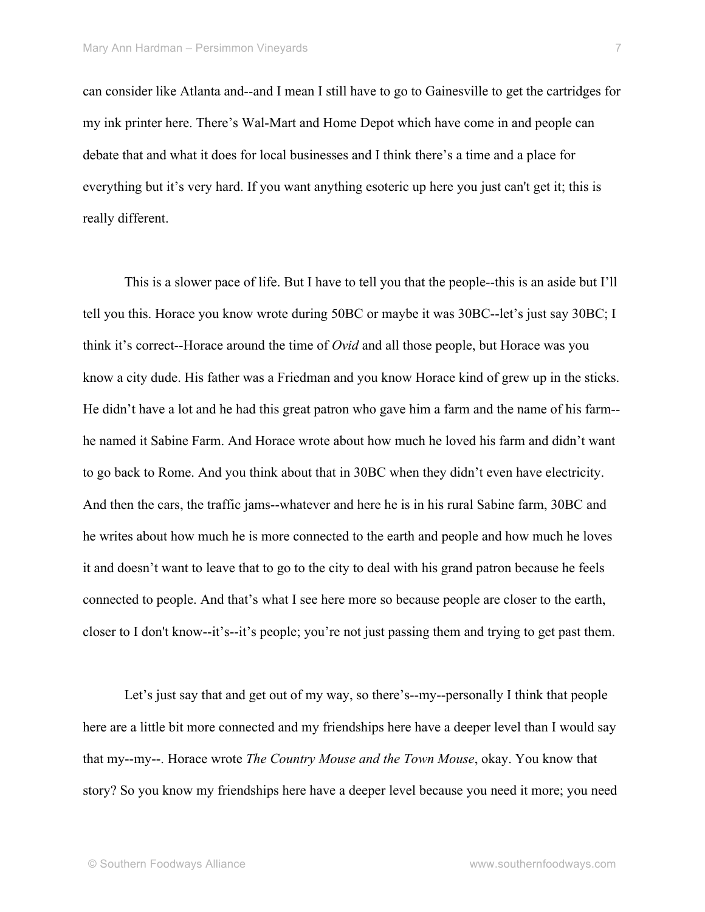can consider like Atlanta and--and I mean I still have to go to Gainesville to get the cartridges for my ink printer here. There's Wal-Mart and Home Depot which have come in and people can debate that and what it does for local businesses and I think there's a time and a place for everything but it's very hard. If you want anything esoteric up here you just can't get it; this is really different.

This is a slower pace of life. But I have to tell you that the people--this is an aside but I'll tell you this. Horace you know wrote during 50BC or maybe it was 30BC--let's just say 30BC; I think it's correct--Horace around the time of *Ovid* and all those people, but Horace was you know a city dude. His father was a Friedman and you know Horace kind of grew up in the sticks. He didn't have a lot and he had this great patron who gave him a farm and the name of his farm--he named it Sabine Farm. And Horace wrote about how much he loved his farm and didn't want to go back to Rome. And you think about that in 30BC when they didn't even have electricity. And then the cars, the traffic jams--whatever and here he is in his rural Sabine farm, 30BC and he writes about how much he is more connected to the earth and people and how much he loves it and doesn't want to leave that to go to the city to deal with his grand patron because he feels connected to people. And that's what I see here more so because people are closer to the earth, closer to I don't know--it's--it's people; you're not just passing them and trying to get past them.

Let's just say that and get out of my way, so there's--my--personally I think that people here are a little bit more connected and my friendships here have a deeper level than I would say that my--my--. Horace wrote *The Country Mouse and the Town Mouse*, okay. You know that story? So you know my friendships here have a deeper level because you need it more; you need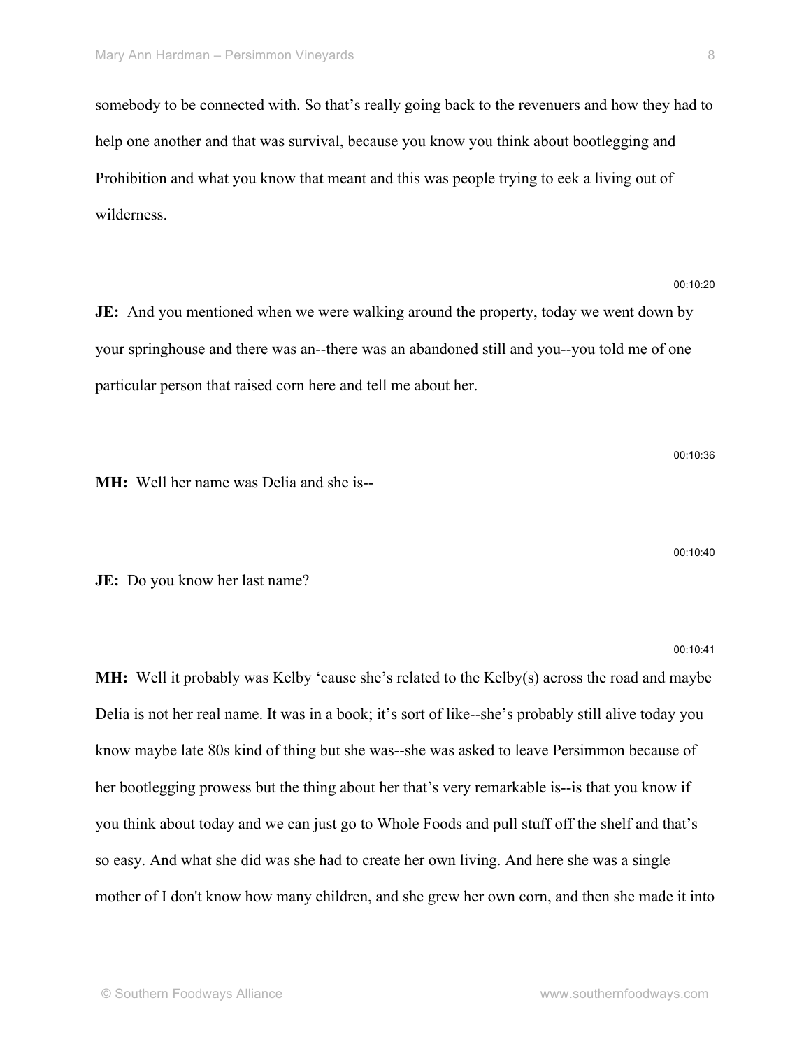somebody to be connected with. So that's really going back to the revenuers and how they had to help one another and that was survival, because you know you think about bootlegging and Prohibition and what you know that meant and this was people trying to eek a living out of wilderness.

00:10:20

**JE:** And you mentioned when we were walking around the property, today we went down by your springhouse and there was an--there was an abandoned still and you--you told me of one particular person that raised corn here and tell me about her.

00:10:36

**MH:** Well her name was Delia and she is--

00:10:40

**JE:** Do you know her last name?

00:10:41

**MH:** Well it probably was Kelby 'cause she's related to the Kelby(s) across the road and maybe Delia is not her real name. It was in a book; it's sort of like--she's probably still alive today you know maybe late 80s kind of thing but she was--she was asked to leave Persimmon because of her bootlegging prowess but the thing about her that's very remarkable is--is that you know if you think about today and we can just go to Whole Foods and pull stuff off the shelf and that's so easy. And what she did was she had to create her own living. And here she was a single mother of I don't know how many children, and she grew her own corn, and then she made it into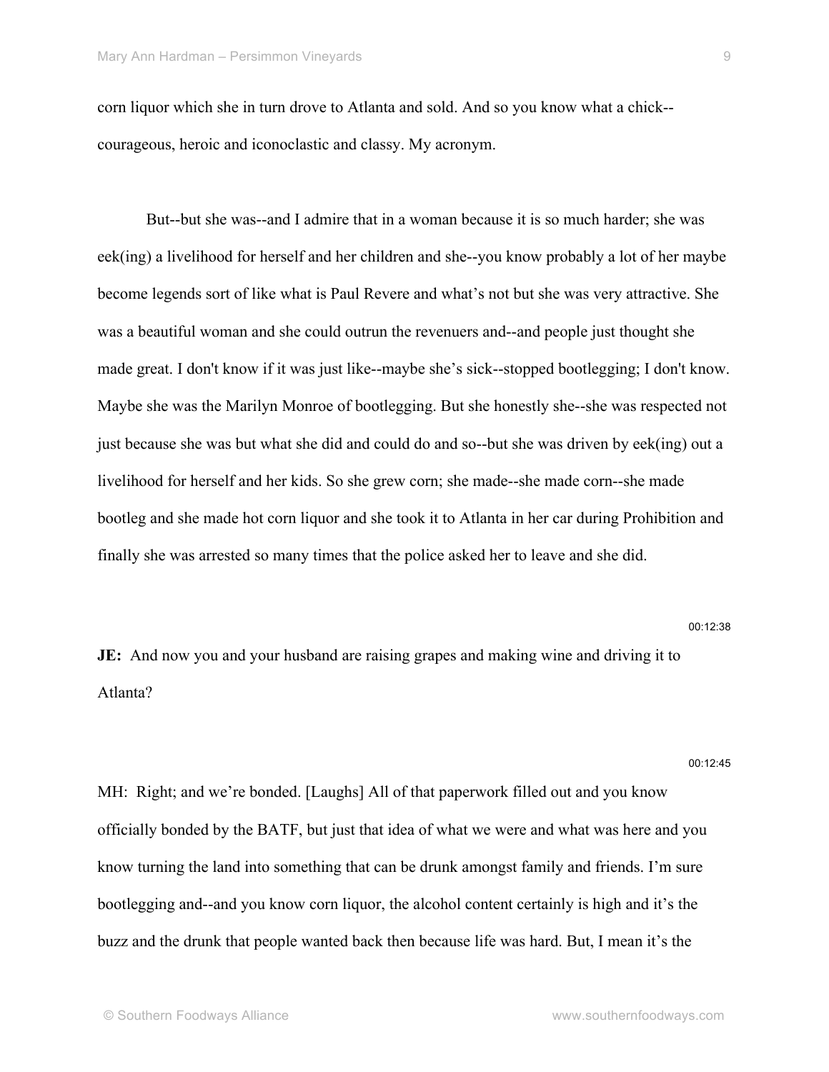corn liquor which she in turn drove to Atlanta and sold. And so you know what a chick--courageous, heroic and iconoclastic and classy. My acronym.

But--but she was--and I admire that in a woman because it is so much harder; she was eek(ing) a livelihood for herself and her children and she--you know probably a lot of her maybe become legends sort of like what is Paul Revere and what's not but she was very attractive. She was a beautiful woman and she could outrun the revenuers and--and people just thought she made great. I don't know if it was just like--maybe she's sick--stopped bootlegging; I don't know. Maybe she was the Marilyn Monroe of bootlegging. But she honestly she--she was respected not just because she was but what she did and could do and so--but she was driven by eek(ing) out a livelihood for herself and her kids. So she grew corn; she made--she made corn--she made bootleg and she made hot corn liquor and she took it to Atlanta in her car during Prohibition and finally she was arrested so many times that the police asked her to leave and she did.

00:12:38

**JE:** And now you and your husband are raising grapes and making wine and driving it to Atlanta?

00:12:45

MH: Right; and we're bonded. [Laughs] All of that paperwork filled out and you know officially bonded by the BATF, but just that idea of what we were and what was here and you know turning the land into something that can be drunk amongst family and friends. I'm sure bootlegging and--and you know corn liquor, the alcohol content certainly is high and it's the buzz and the drunk that people wanted back then because life was hard. But, I mean it's the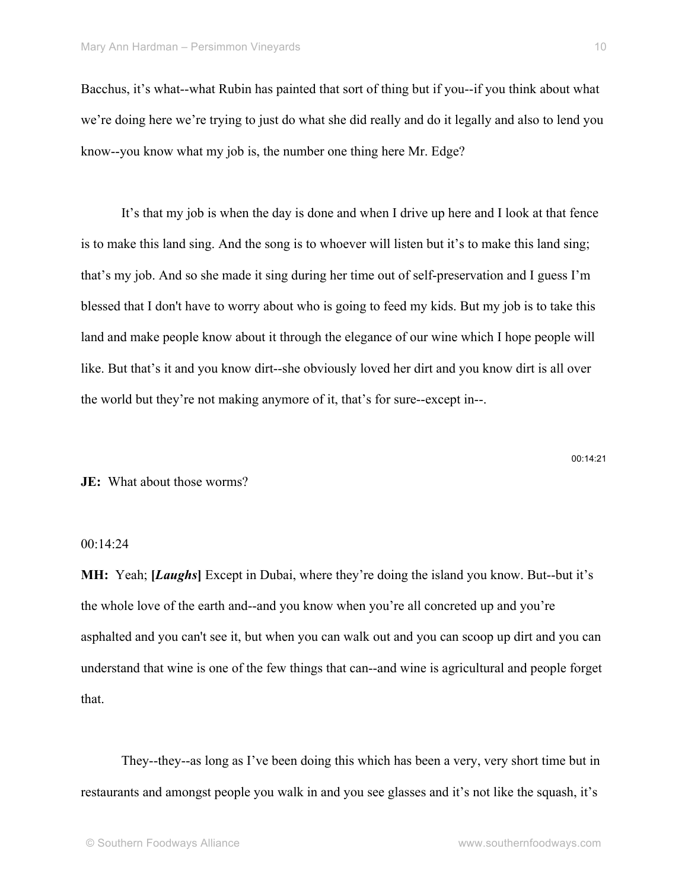Bacchus, it's what--what Rubin has painted that sort of thing but if you--if you think about what we're doing here we're trying to just do what she did really and do it legally and also to lend you know--you know what my job is, the number one thing here Mr. Edge?

It's that my job is when the day is done and when I drive up here and I look at that fence is to make this land sing. And the song is to whoever will listen but it's to make this land sing; that's my job. And so she made it sing during her time out of self-preservation and I guess I'm blessed that I don't have to worry about who is going to feed my kids. But my job is to take this land and make people know about it through the elegance of our wine which I hope people will like. But that's it and you know dirt--she obviously loved her dirt and you know dirt is all over the world but they're not making anymore of it, that's for sure--except in--.

00:14:21

**JE:** What about those worms?

00:14:24

**MH:** Yeah; **[*Laughs*]** Except in Dubai, where they're doing the island you know. But--but it's the whole love of the earth and--and you know when you're all concreted up and you're asphalted and you can't see it, but when you can walk out and you can scoop up dirt and you can understand that wine is one of the few things that can--and wine is agricultural and people forget that.

They--they--as long as I've been doing this which has been a very, very short time but in restaurants and amongst people you walk in and you see glasses and it's not like the squash, it's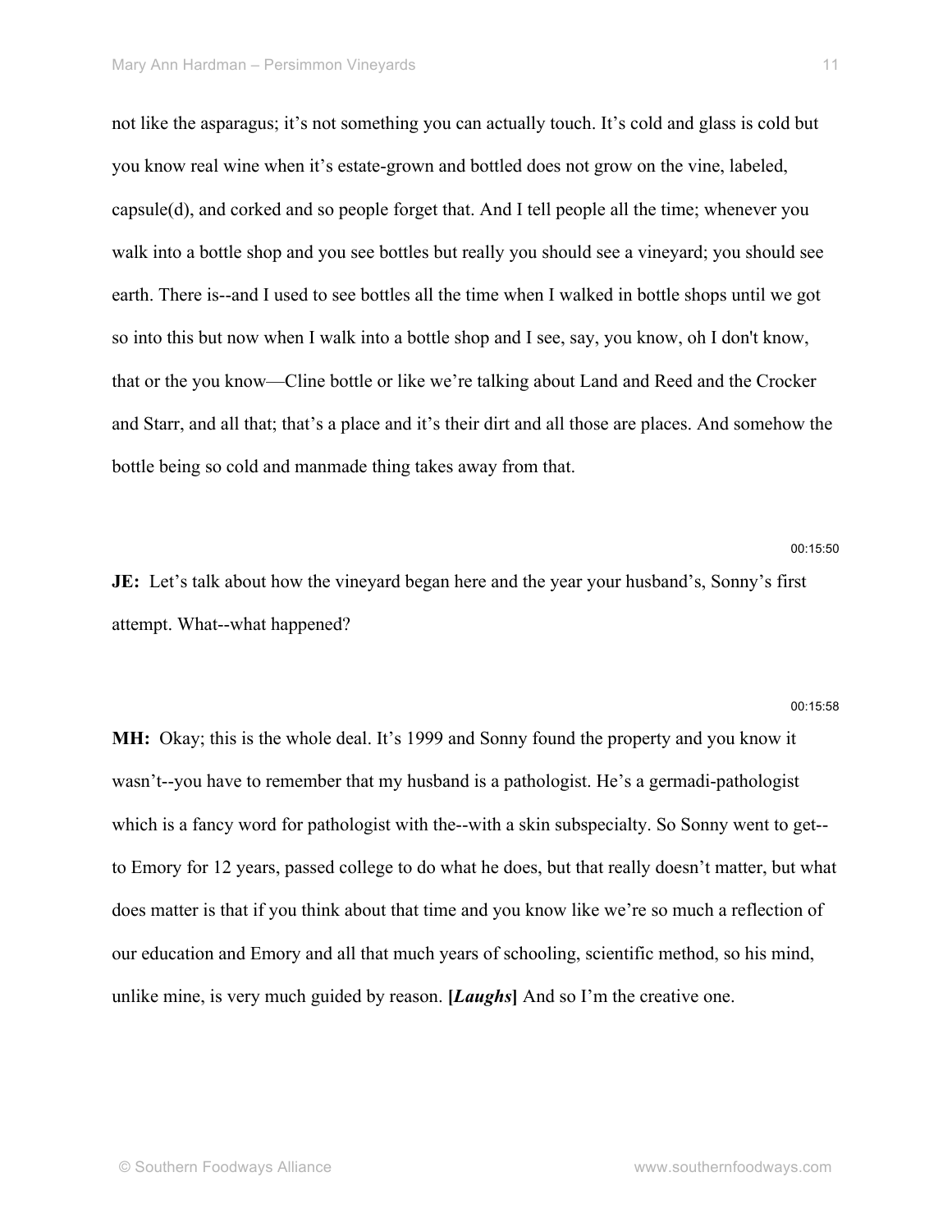not like the asparagus; it's not something you can actually touch. It's cold and glass is cold but you know real wine when it's estate-grown and bottled does not grow on the vine, labeled, capsule(d), and corked and so people forget that. And I tell people all the time; whenever you walk into a bottle shop and you see bottles but really you should see a vineyard; you should see earth. There is--and I used to see bottles all the time when I walked in bottle shops until we got so into this but now when I walk into a bottle shop and I see, say, you know, oh I don't know, that or the you know—Cline bottle or like we're talking about Land and Reed and the Crocker and Starr, and all that; that's a place and it's their dirt and all those are places. And somehow the bottle being so cold and manmade thing takes away from that.

00:15:50

**JE:** Let's talk about how the vineyard began here and the year your husband's, Sonny's first attempt. What--what happened?

00:15:58

**MH:** Okay; this is the whole deal. It's 1999 and Sonny found the property and you know it wasn't--you have to remember that my husband is a pathologist. He's a germadi-pathologist which is a fancy word for pathologist with the--with a skin subspecialty. So Sonny went to get--to Emory for 12 years, passed college to do what he does, but that really doesn't matter, but what does matter is that if you think about that time and you know like we're so much a reflection of our education and Emory and all that much years of schooling, scientific method, so his mind, unlike mine, is very much guided by reason. **[*Laughs*]** And so I'm the creative one.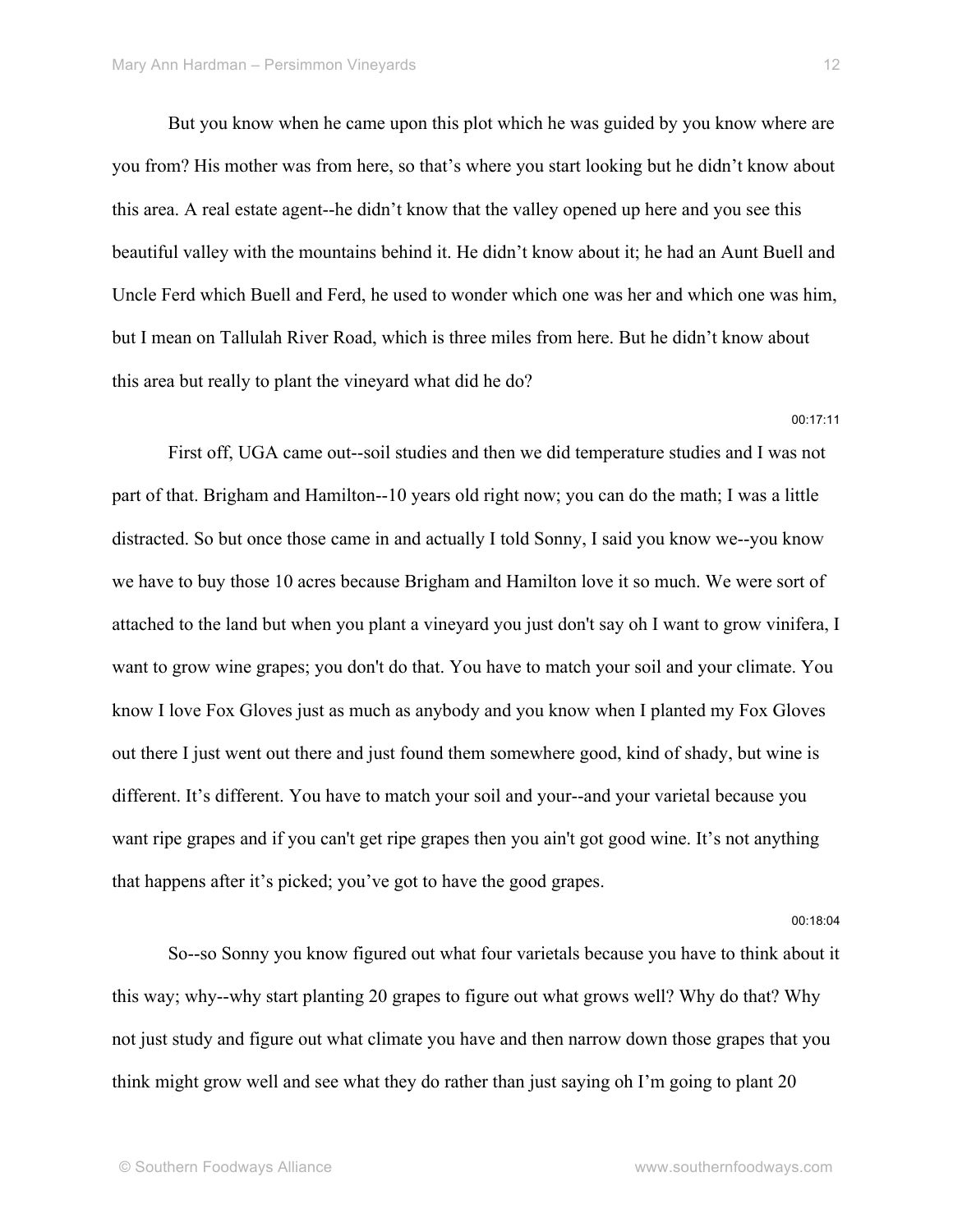But you know when he came upon this plot which he was guided by you know where are you from? His mother was from here, so that's where you start looking but he didn't know about this area. A real estate agent--he didn't know that the valley opened up here and you see this beautiful valley with the mountains behind it. He didn't know about it; he had an Aunt Buell and Uncle Ferd which Buell and Ferd, he used to wonder which one was her and which one was him, but I mean on Tallulah River Road, which is three miles from here. But he didn't know about this area but really to plant the vineyard what did he do?

00:17:11

First off, UGA came out--soil studies and then we did temperature studies and I was not part of that. Brigham and Hamilton--10 years old right now; you can do the math; I was a little distracted. So but once those came in and actually I told Sonny, I said you know we--you know we have to buy those 10 acres because Brigham and Hamilton love it so much. We were sort of attached to the land but when you plant a vineyard you just don't say oh I want to grow vinifera, I want to grow wine grapes; you don't do that. You have to match your soil and your climate. You know I love Fox Gloves just as much as anybody and you know when I planted my Fox Gloves out there I just went out there and just found them somewhere good, kind of shady, but wine is different. It's different. You have to match your soil and your--and your varietal because you want ripe grapes and if you can't get ripe grapes then you ain't got good wine. It's not anything that happens after it's picked; you've got to have the good grapes.

00:18:04

So--so Sonny you know figured out what four varietals because you have to think about it this way; why--why start planting 20 grapes to figure out what grows well? Why do that? Why not just study and figure out what climate you have and then narrow down those grapes that you think might grow well and see what they do rather than just saying oh I'm going to plant 20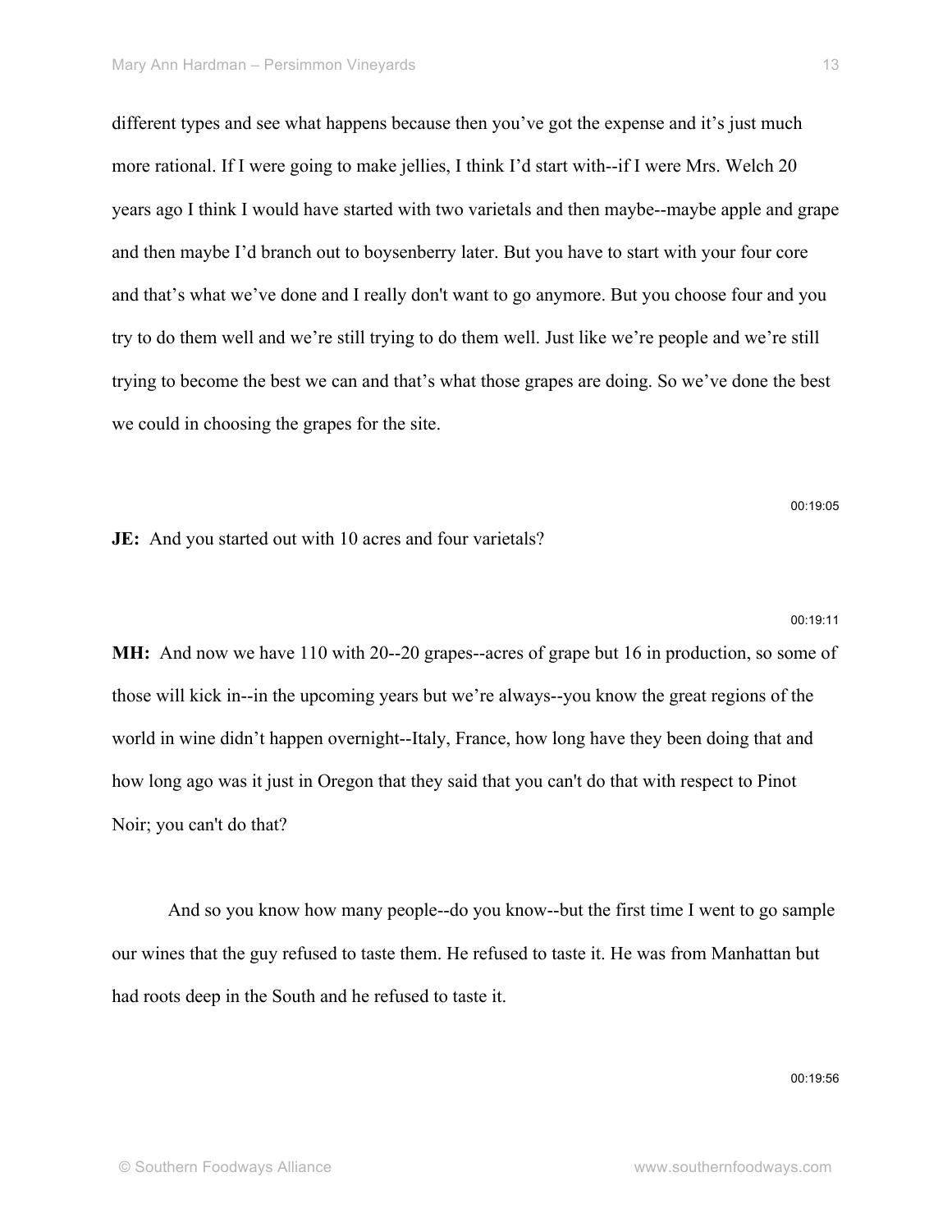different types and see what happens because then you've got the expense and it's just much more rational. If I were going to make jellies, I think I'd start with--if I were Mrs. Welch 20 years ago I think I would have started with two varietals and then maybe--maybe apple and grape and then maybe I'd branch out to boysenberry later. But you have to start with your four core and that's what we've done and I really don't want to go anymore. But you choose four and you try to do them well and we're still trying to do them well. Just like we're people and we're still trying to become the best we can and that's what those grapes are doing. So we've done the best we could in choosing the grapes for the site.

00:19:05

**JE:** And you started out with 10 acres and four varietals?

00:19:11

**MH:** And now we have 110 with 20--20 grapes--acres of grape but 16 in production, so some of those will kick in--in the upcoming years but we're always--you know the great regions of the world in wine didn't happen overnight--Italy, France, how long have they been doing that and how long ago was it just in Oregon that they said that you can't do that with respect to Pinot Noir; you can't do that?

And so you know how many people--do you know--but the first time I went to go sample our wines that the guy refused to taste them. He refused to taste it. He was from Manhattan but had roots deep in the South and he refused to taste it.

00:19:56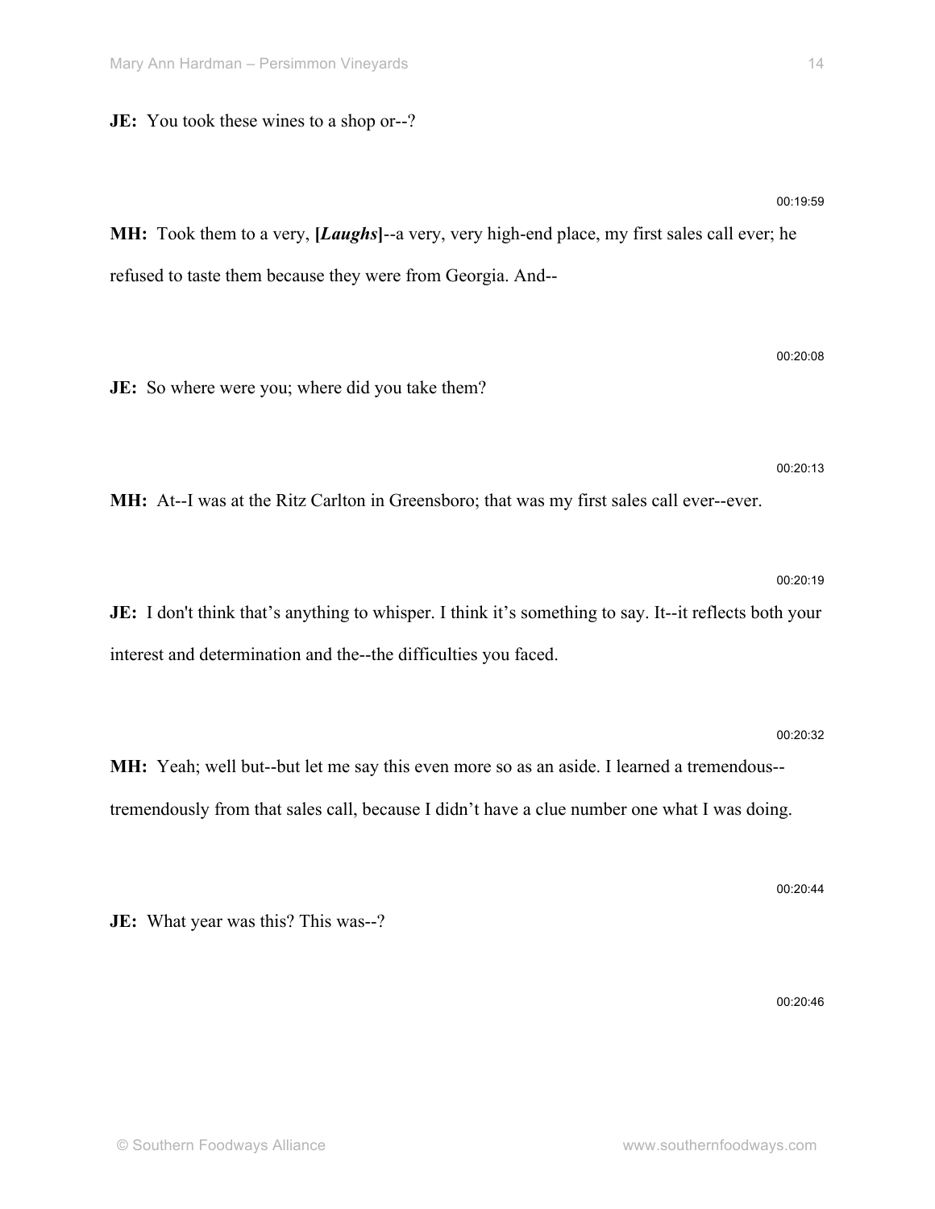**JE:** You took these wines to a shop or--?

00:19:59

**MH:** Took them to a very, **[*Laughs*]**--a very, very high-end place, my first sales call ever; he refused to taste them because they were from Georgia. And--

00:20:08

**JE:** So where were you; where did you take them?

00:20:13

**MH:** At--I was at the Ritz Carlton in Greensboro; that was my first sales call ever--ever.

00:20:19

**JE:** I don't think that's anything to whisper. I think it's something to say. It--it reflects both your interest and determination and the--the difficulties you faced.

00:20:32

**MH:** Yeah; well but--but let me say this even more so as an aside. I learned a tremendous--tremendously from that sales call, because I didn't have a clue number one what I was doing.

00:20:44

**JE:** What year was this? This was--?

00:20:46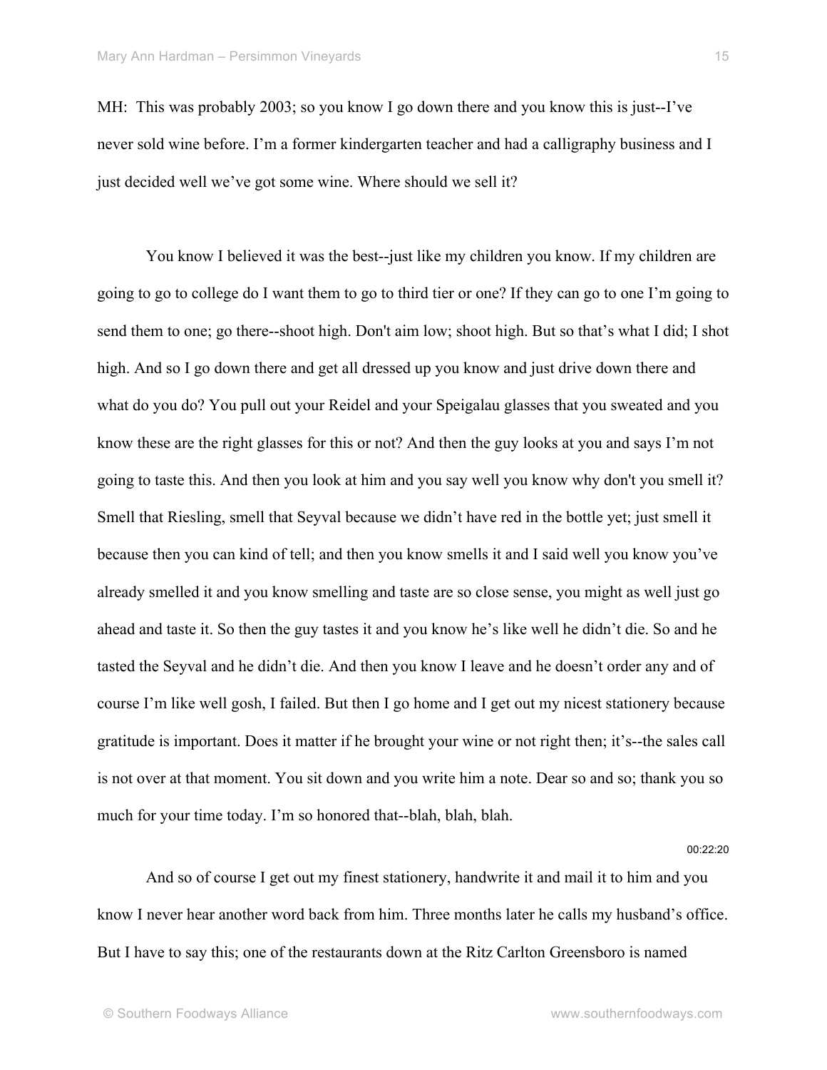MH: This was probably 2003; so you know I go down there and you know this is just--I've never sold wine before. I'm a former kindergarten teacher and had a calligraphy business and I just decided well we've got some wine. Where should we sell it?

You know I believed it was the best--just like my children you know. If my children are going to go to college do I want them to go to third tier or one? If they can go to one I'm going to send them to one; go there--shoot high. Don't aim low; shoot high. But so that's what I did; I shot high. And so I go down there and get all dressed up you know and just drive down there and what do you do? You pull out your Reidel and your Speigalau glasses that you sweated and you know these are the right glasses for this or not? And then the guy looks at you and says I'm not going to taste this. And then you look at him and you say well you know why don't you smell it? Smell that Riesling, smell that Seyval because we didn't have red in the bottle yet; just smell it because then you can kind of tell; and then you know smells it and I said well you know you've already smelled it and you know smelling and taste are so close sense, you might as well just go ahead and taste it. So then the guy tastes it and you know he's like well he didn't die. So and he tasted the Seyval and he didn't die. And then you know I leave and he doesn't order any and of course I'm like well gosh, I failed. But then I go home and I get out my nicest stationery because gratitude is important. Does it matter if he brought your wine or not right then; it's--the sales call is not over at that moment. You sit down and you write him a note. Dear so and so; thank you so much for your time today. I'm so honored that--blah, blah, blah.

00:22:20

And so of course I get out my finest stationery, handwrite it and mail it to him and you know I never hear another word back from him. Three months later he calls my husband's office. But I have to say this; one of the restaurants down at the Ritz Carlton Greensboro is named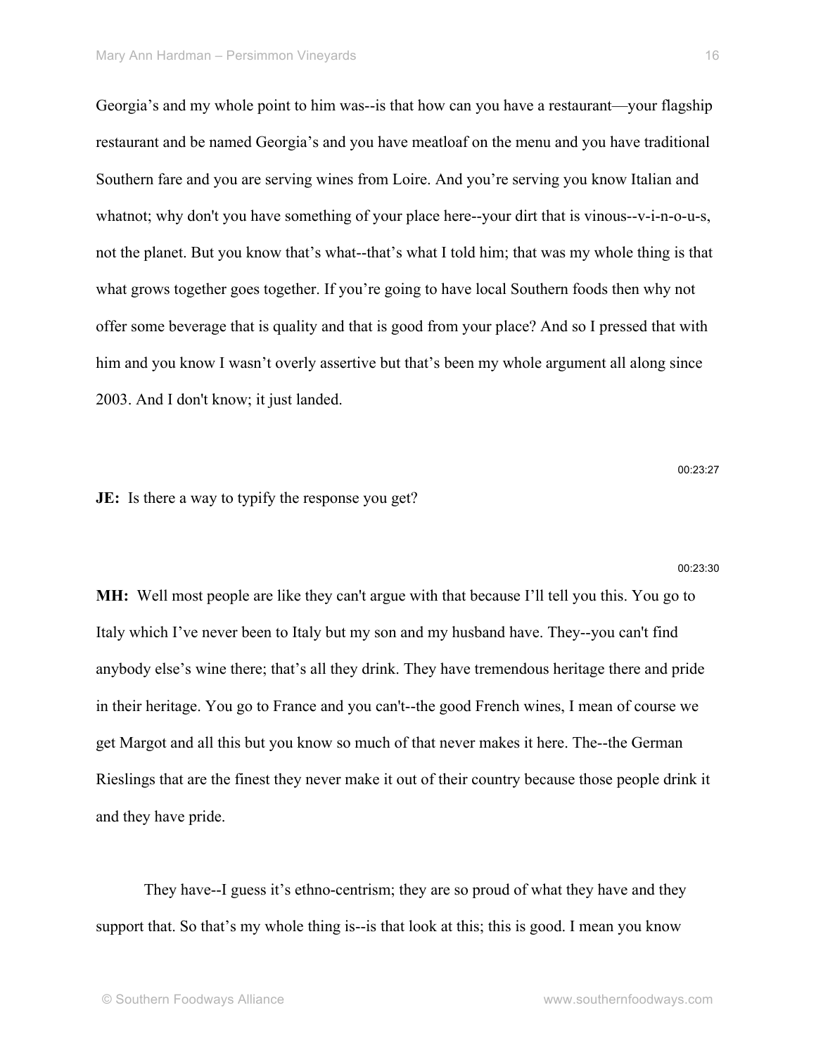Georgia's and my whole point to him was--is that how can you have a restaurant—your flagship restaurant and be named Georgia's and you have meatloaf on the menu and you have traditional Southern fare and you are serving wines from Loire. And you're serving you know Italian and whatnot; why don't you have something of your place here--your dirt that is vinous--v-i-n-o-u-s, not the planet. But you know that's what--that's what I told him; that was my whole thing is that what grows together goes together. If you're going to have local Southern foods then why not offer some beverage that is quality and that is good from your place? And so I pressed that with him and you know I wasn't overly assertive but that's been my whole argument all along since 2003. And I don't know; it just landed.

00:23:27

**JE:** Is there a way to typify the response you get?

00:23:30

**MH:** Well most people are like they can't argue with that because I'll tell you this. You go to Italy which I've never been to Italy but my son and my husband have. They--you can't find anybody else's wine there; that's all they drink. They have tremendous heritage there and pride in their heritage. You go to France and you can't--the good French wines, I mean of course we get Margot and all this but you know so much of that never makes it here. The--the German Rieslings that are the finest they never make it out of their country because those people drink it and they have pride.

They have--I guess it's ethno-centrism; they are so proud of what they have and they support that. So that's my whole thing is--is that look at this; this is good. I mean you know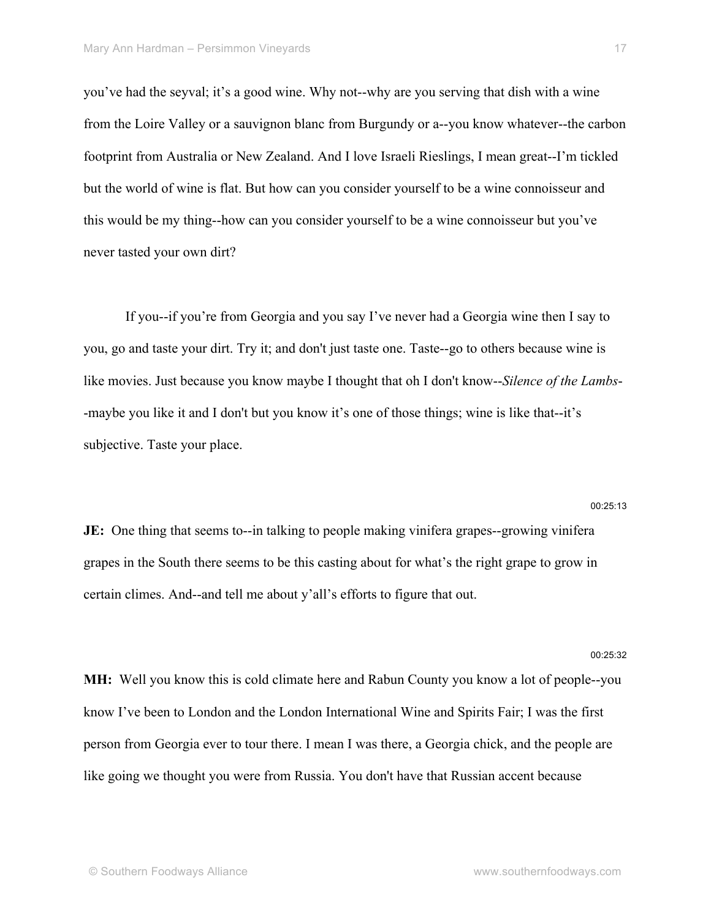you've had the seyval; it's a good wine. Why not--why are you serving that dish with a wine from the Loire Valley or a sauvignon blanc from Burgundy or a--you know whatever--the carbon footprint from Australia or New Zealand. And I love Israeli Rieslings, I mean great--I'm tickled but the world of wine is flat. But how can you consider yourself to be a wine connoisseur and this would be my thing--how can you consider yourself to be a wine connoisseur but you've never tasted your own dirt?

If you--if you're from Georgia and you say I've never had a Georgia wine then I say to you, go and taste your dirt. Try it; and don't just taste one. Taste--go to others because wine is like movies. Just because you know maybe I thought that oh I don't know--*Silence of the Lambs*--maybe you like it and I don't but you know it's one of those things; wine is like that--it's subjective. Taste your place.

00:25:13

**JE:** One thing that seems to--in talking to people making vinifera grapes--growing vinifera grapes in the South there seems to be this casting about for what's the right grape to grow in certain climes. And--and tell me about y'all's efforts to figure that out.

00:25:32

**MH:** Well you know this is cold climate here and Rabun County you know a lot of people--you know I've been to London and the London International Wine and Spirits Fair; I was the first person from Georgia ever to tour there. I mean I was there, a Georgia chick, and the people are like going we thought you were from Russia. You don't have that Russian accent because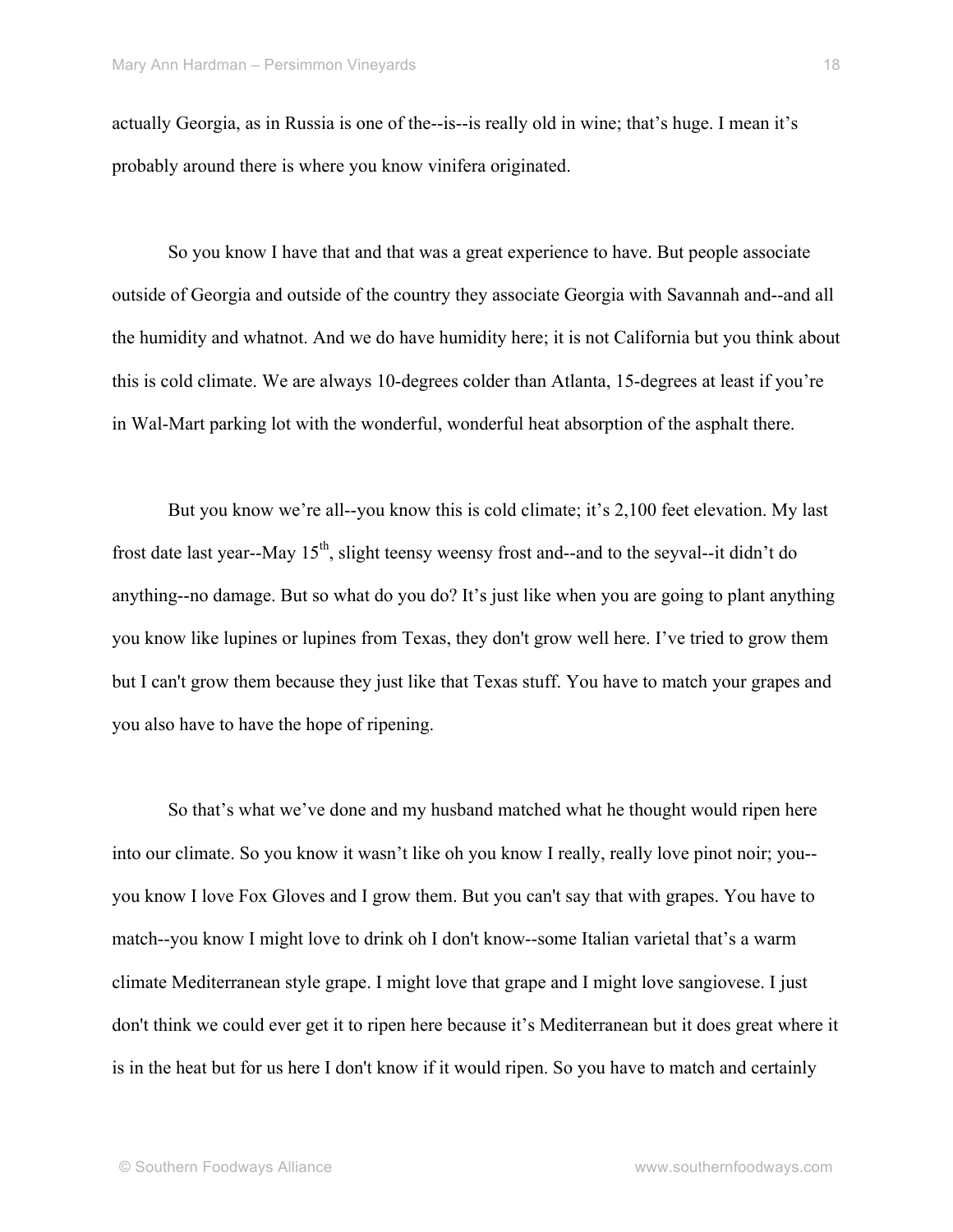actually Georgia, as in Russia is one of the--is--is really old in wine; that's huge. I mean it's probably around there is where you know vinifera originated.

So you know I have that and that was a great experience to have. But people associate outside of Georgia and outside of the country they associate Georgia with Savannah and--and all the humidity and whatnot. And we do have humidity here; it is not California but you think about this is cold climate. We are always 10-degrees colder than Atlanta, 15-degrees at least if you're in Wal-Mart parking lot with the wonderful, wonderful heat absorption of the asphalt there.

But you know we're all--you know this is cold climate; it's 2,100 feet elevation. My last frost date last year--May 15th, slight teensy weensy frost and--and to the seyval--it didn't do anything--no damage. But so what do you do? It's just like when you are going to plant anything you know like lupines or lupines from Texas, they don't grow well here. I've tried to grow them but I can't grow them because they just like that Texas stuff. You have to match your grapes and you also have to have the hope of ripening.

So that's what we've done and my husband matched what he thought would ripen here into our climate. So you know it wasn't like oh you know I really, really love pinot noir; you--you know I love Fox Gloves and I grow them. But you can't say that with grapes. You have to match--you know I might love to drink oh I don't know--some Italian varietal that's a warm climate Mediterranean style grape. I might love that grape and I might love sangiovese. I just don't think we could ever get it to ripen here because it's Mediterranean but it does great where it is in the heat but for us here I don't know if it would ripen. So you have to match and certainly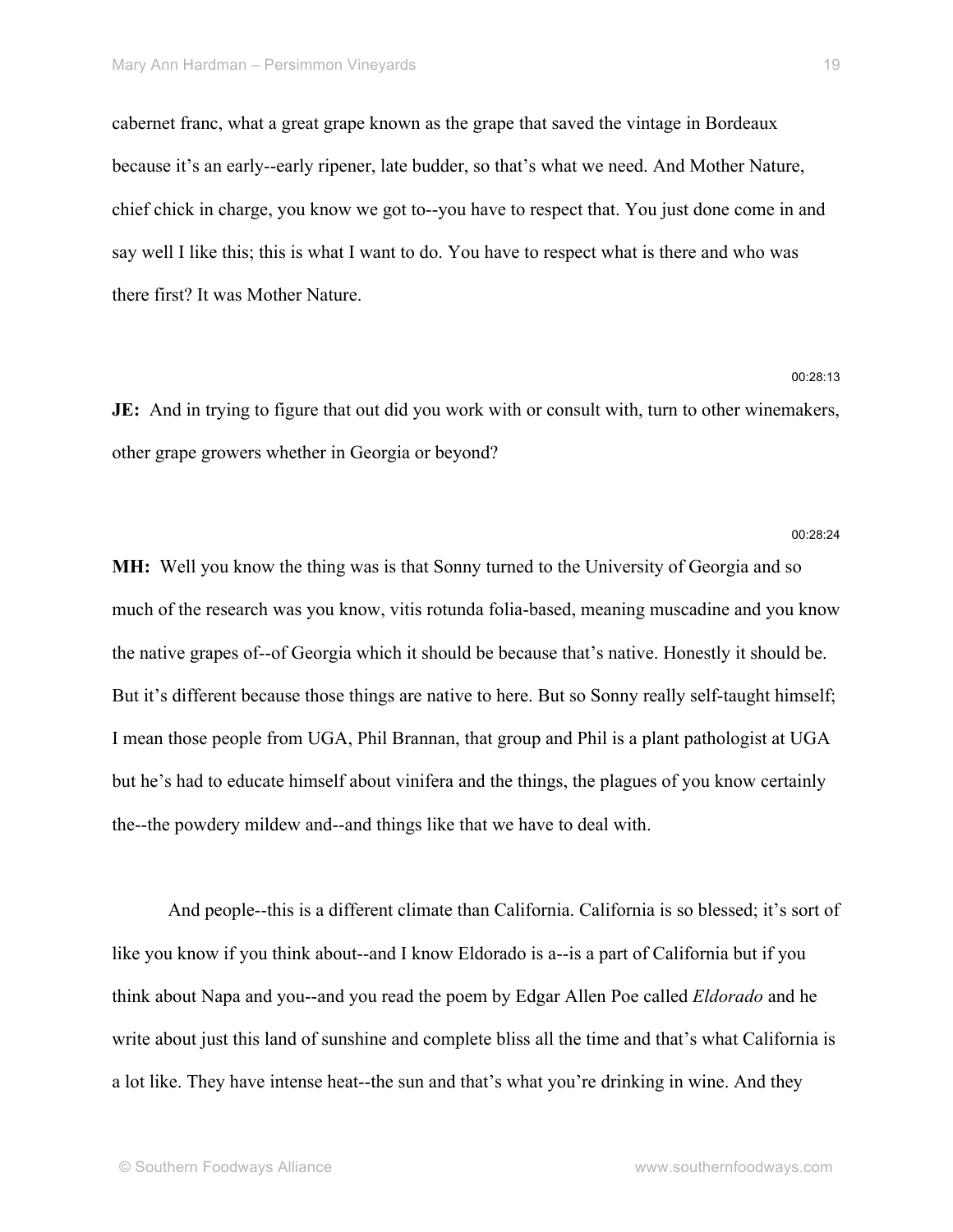cabernet franc, what a great grape known as the grape that saved the vintage in Bordeaux because it's an early--early ripener, late budder, so that's what we need. And Mother Nature, chief chick in charge, you know we got to--you have to respect that. You just done come in and say well I like this; this is what I want to do. You have to respect what is there and who was there first? It was Mother Nature.

00:28:13

**JE:** And in trying to figure that out did you work with or consult with, turn to other winemakers, other grape growers whether in Georgia or beyond?

00:28:24

**MH:** Well you know the thing was is that Sonny turned to the University of Georgia and so much of the research was you know, vitis rotunda folia-based, meaning muscadine and you know the native grapes of--of Georgia which it should be because that's native. Honestly it should be. But it's different because those things are native to here. But so Sonny really self-taught himself; I mean those people from UGA, Phil Brannan, that group and Phil is a plant pathologist at UGA but he's had to educate himself about vinifera and the things, the plagues of you know certainly the--the powdery mildew and--and things like that we have to deal with.

And people--this is a different climate than California. California is so blessed; it's sort of like you know if you think about--and I know Eldorado is a--is a part of California but if you think about Napa and you--and you read the poem by Edgar Allen Poe called *Eldorado* and he write about just this land of sunshine and complete bliss all the time and that's what California is a lot like. They have intense heat--the sun and that's what you're drinking in wine. And they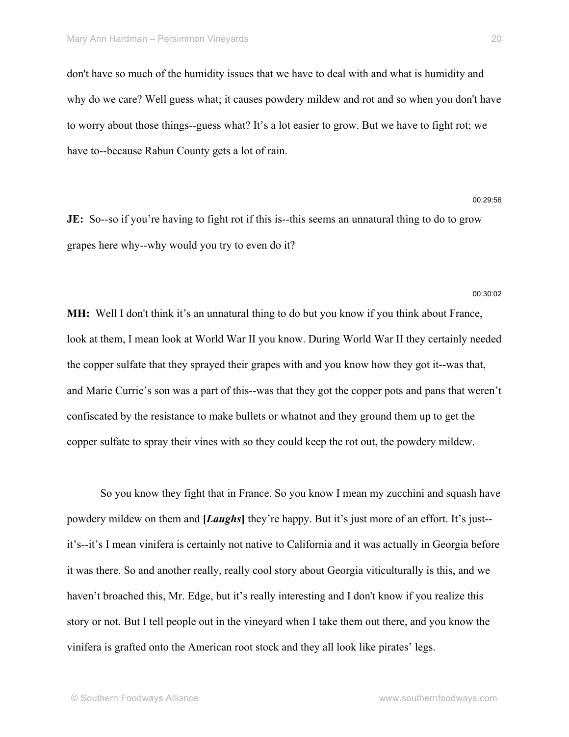don't have so much of the humidity issues that we have to deal with and what is humidity and why do we care? Well guess what; it causes powdery mildew and rot and so when you don't have to worry about those things--guess what? It's a lot easier to grow. But we have to fight rot; we have to--because Rabun County gets a lot of rain.

00:29:56

**JE:** So--so if you're having to fight rot if this is--this seems an unnatural thing to do to grow grapes here why--why would you try to even do it?

00:30:02

**MH:** Well I don't think it's an unnatural thing to do but you know if you think about France, look at them, I mean look at World War II you know. During World War II they certainly needed the copper sulfate that they sprayed their grapes with and you know how they got it--was that, and Marie Currie's son was a part of this--was that they got the copper pots and pans that weren't confiscated by the resistance to make bullets or whatnot and they ground them up to get the copper sulfate to spray their vines with so they could keep the rot out, the powdery mildew.

So you know they fight that in France. So you know I mean my zucchini and squash have powdery mildew on them and **[*Laughs*]** they're happy. But it's just more of an effort. It's just--it's--it's I mean vinifera is certainly not native to California and it was actually in Georgia before it was there. So and another really, really cool story about Georgia viticulturally is this, and we haven't broached this, Mr. Edge, but it's really interesting and I don't know if you realize this story or not. But I tell people out in the vineyard when I take them out there, and you know the vinifera is grafted onto the American root stock and they all look like pirates' legs.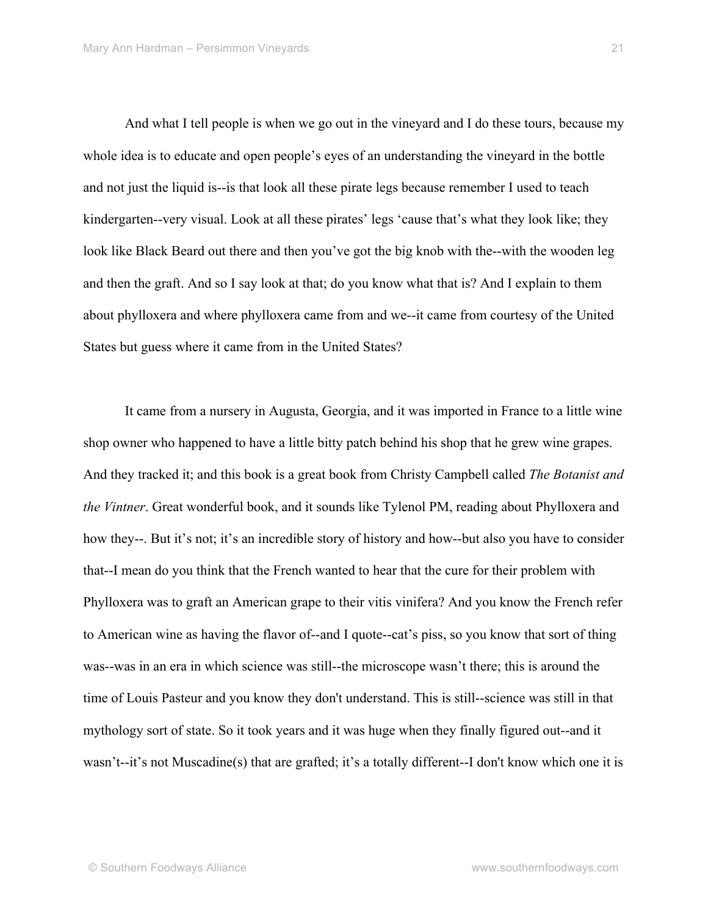And what I tell people is when we go out in the vineyard and I do these tours, because my whole idea is to educate and open people's eyes of an understanding the vineyard in the bottle and not just the liquid is--is that look all these pirate legs because remember I used to teach kindergarten--very visual. Look at all these pirates' legs 'cause that's what they look like; they look like Black Beard out there and then you've got the big knob with the--with the wooden leg and then the graft. And so I say look at that; do you know what that is? And I explain to them about phylloxera and where phylloxera came from and we--it came from courtesy of the United States but guess where it came from in the United States?

It came from a nursery in Augusta, Georgia, and it was imported in France to a little wine shop owner who happened to have a little bitty patch behind his shop that he grew wine grapes. And they tracked it; and this book is a great book from Christy Campbell called *The Botanist and the Vintner*. Great wonderful book, and it sounds like Tylenol PM, reading about Phylloxera and how they--. But it's not; it's an incredible story of history and how--but also you have to consider that--I mean do you think that the French wanted to hear that the cure for their problem with Phylloxera was to graft an American grape to their vitis vinifera? And you know the French refer to American wine as having the flavor of--and I quote--cat's piss, so you know that sort of thing was--was in an era in which science was still--the microscope wasn't there; this is around the time of Louis Pasteur and you know they don't understand. This is still--science was still in that mythology sort of state. So it took years and it was huge when they finally figured out--and it wasn't--it's not Muscadine(s) that are grafted; it's a totally different--I don't know which one it is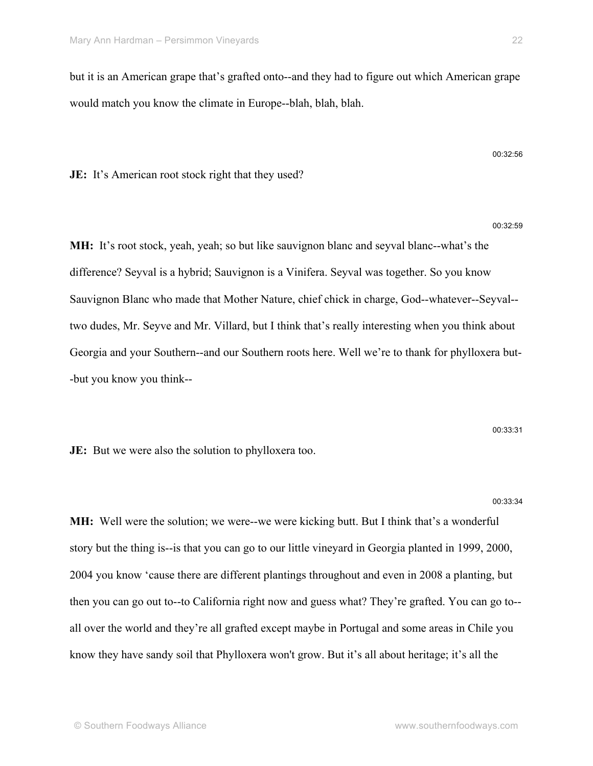but it is an American grape that's grafted onto--and they had to figure out which American grape would match you know the climate in Europe--blah, blah, blah.

00:32:56

**JE:** It's American root stock right that they used?

00:32:59

**MH:** It's root stock, yeah, yeah; so but like sauvignon blanc and seyval blanc--what's the difference? Seyval is a hybrid; Sauvignon is a Vinifera. Seyval was together. So you know Sauvignon Blanc who made that Mother Nature, chief chick in charge, God--whatever--Seyval--two dudes, Mr. Seyve and Mr. Villard, but I think that's really interesting when you think about Georgia and your Southern--and our Southern roots here. Well we're to thank for phylloxera but--but you know you think--

00:33:31

**JE:** But we were also the solution to phylloxera too.

00:33:34

**MH:** Well were the solution; we were--we were kicking butt. But I think that's a wonderful story but the thing is--is that you can go to our little vineyard in Georgia planted in 1999, 2000, 2004 you know 'cause there are different plantings throughout and even in 2008 a planting, but then you can go out to--to California right now and guess what? They're grafted. You can go to--all over the world and they're all grafted except maybe in Portugal and some areas in Chile you know they have sandy soil that Phylloxera won't grow. But it's all about heritage; it's all the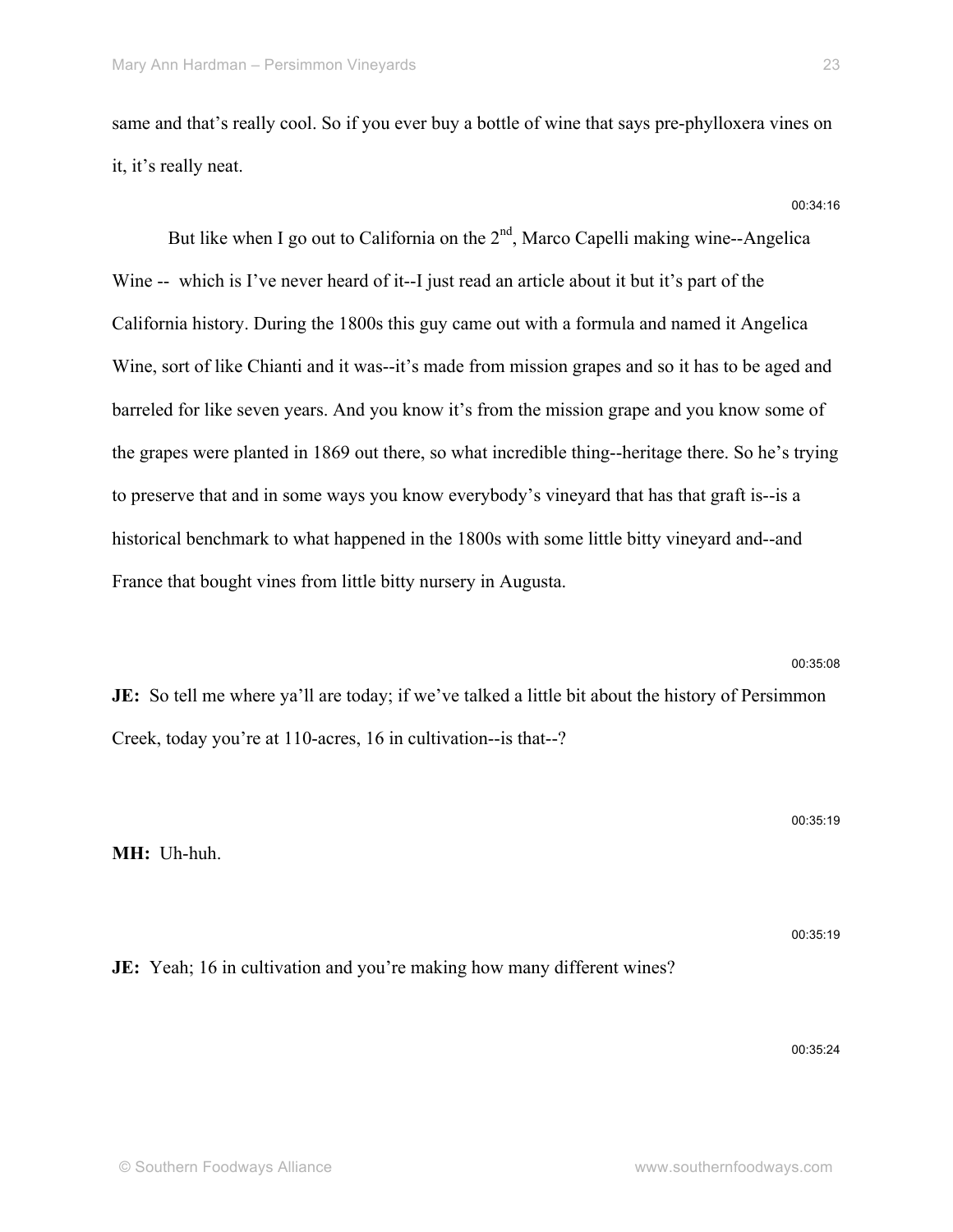same and that's really cool. So if you ever buy a bottle of wine that says pre-phylloxera vines on it, it's really neat.

00:34:16

But like when I go out to California on the 2nd, Marco Capelli making wine--Angelica Wine -- which is I've never heard of it--I just read an article about it but it's part of the California history. During the 1800s this guy came out with a formula and named it Angelica Wine, sort of like Chianti and it was--it's made from mission grapes and so it has to be aged and barreled for like seven years. And you know it's from the mission grape and you know some of the grapes were planted in 1869 out there, so what incredible thing--heritage there. So he's trying to preserve that and in some ways you know everybody's vineyard that has that graft is--is a historical benchmark to what happened in the 1800s with some little bitty vineyard and--and France that bought vines from little bitty nursery in Augusta.

00:35:08

**JE:** So tell me where ya'll are today; if we've talked a little bit about the history of Persimmon Creek, today you're at 110-acres, 16 in cultivation--is that--?

00:35:19

**MH:** Uh-huh.

00:35:19

**JE:** Yeah; 16 in cultivation and you're making how many different wines?

00:35:24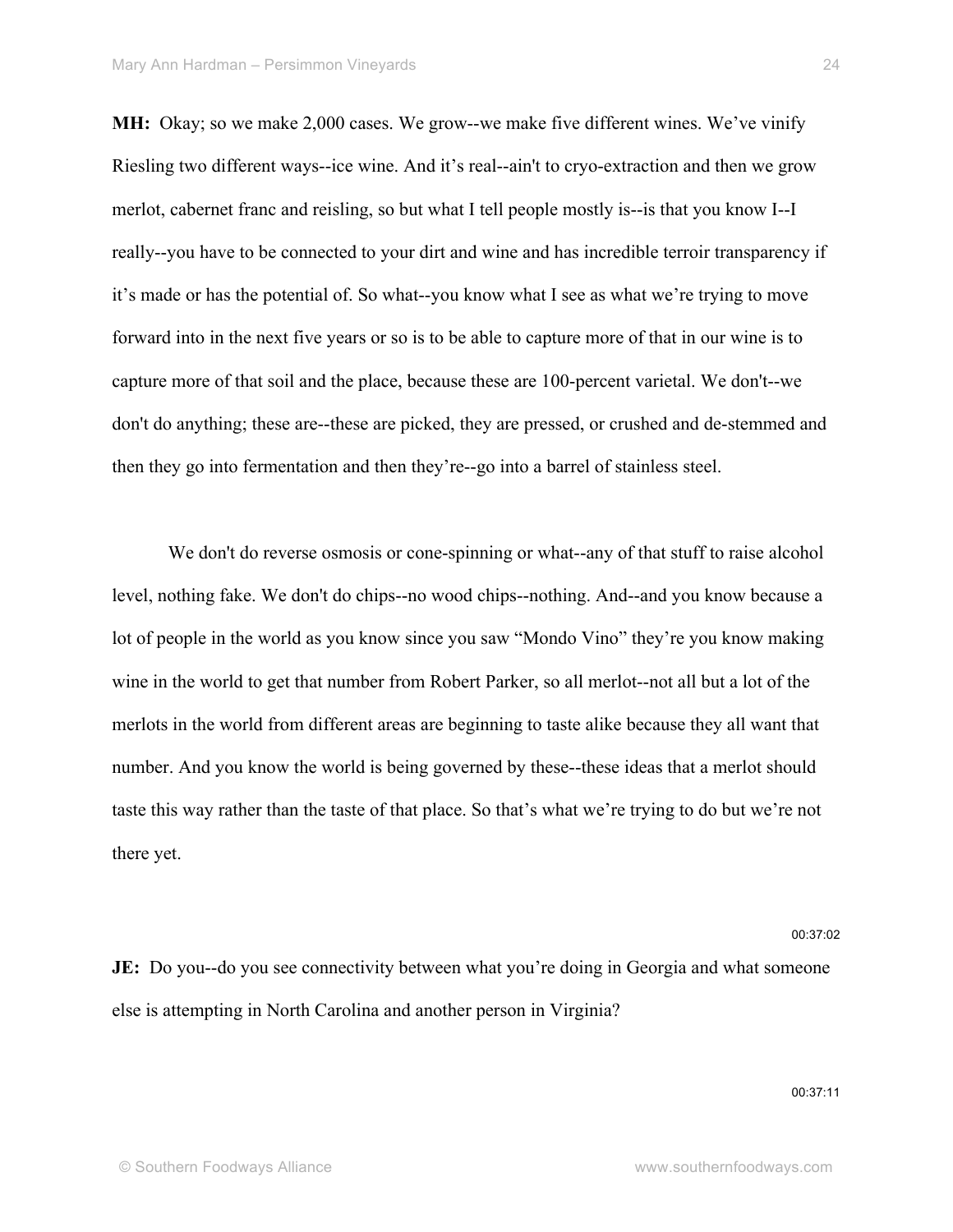**MH:** Okay; so we make 2,000 cases. We grow--we make five different wines. We've vinify Riesling two different ways--ice wine. And it's real--ain't to cryo-extraction and then we grow merlot, cabernet franc and reisling, so but what I tell people mostly is--is that you know I--I really--you have to be connected to your dirt and wine and has incredible terroir transparency if it's made or has the potential of. So what--you know what I see as what we're trying to move forward into in the next five years or so is to be able to capture more of that in our wine is to capture more of that soil and the place, because these are 100-percent varietal. We don't--we don't do anything; these are--these are picked, they are pressed, or crushed and de-stemmed and then they go into fermentation and then they're--go into a barrel of stainless steel.

We don't do reverse osmosis or cone-spinning or what--any of that stuff to raise alcohol level, nothing fake. We don't do chips--no wood chips--nothing. And--and you know because a lot of people in the world as you know since you saw "Mondo Vino" they're you know making wine in the world to get that number from Robert Parker, so all merlot--not all but a lot of the merlots in the world from different areas are beginning to taste alike because they all want that number. And you know the world is being governed by these--these ideas that a merlot should taste this way rather than the taste of that place. So that's what we're trying to do but we're not there yet.

00:37:02

**JE:** Do you--do you see connectivity between what you're doing in Georgia and what someone else is attempting in North Carolina and another person in Virginia?

00:37:11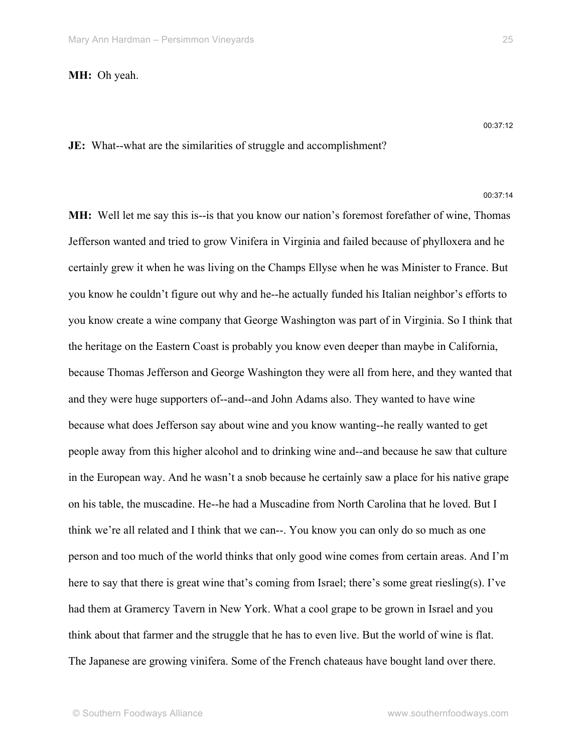**MH:** Oh yeah.

00:37:12

**JE:** What--what are the similarities of struggle and accomplishment?

00:37:14

**MH:** Well let me say this is--is that you know our nation's foremost forefather of wine, Thomas Jefferson wanted and tried to grow Vinifera in Virginia and failed because of phylloxera and he certainly grew it when he was living on the Champs Ellyse when he was Minister to France. But you know he couldn't figure out why and he--he actually funded his Italian neighbor's efforts to you know create a wine company that George Washington was part of in Virginia. So I think that the heritage on the Eastern Coast is probably you know even deeper than maybe in California, because Thomas Jefferson and George Washington they were all from here, and they wanted that and they were huge supporters of--and--and John Adams also. They wanted to have wine because what does Jefferson say about wine and you know wanting--he really wanted to get people away from this higher alcohol and to drinking wine and--and because he saw that culture in the European way. And he wasn't a snob because he certainly saw a place for his native grape on his table, the muscadine. He--he had a Muscadine from North Carolina that he loved. But I think we're all related and I think that we can--. You know you can only do so much as one person and too much of the world thinks that only good wine comes from certain areas. And I'm here to say that there is great wine that's coming from Israel; there's some great riesling(s). I've had them at Gramercy Tavern in New York. What a cool grape to be grown in Israel and you think about that farmer and the struggle that he has to even live. But the world of wine is flat. The Japanese are growing vinifera. Some of the French chateaus have bought land over there.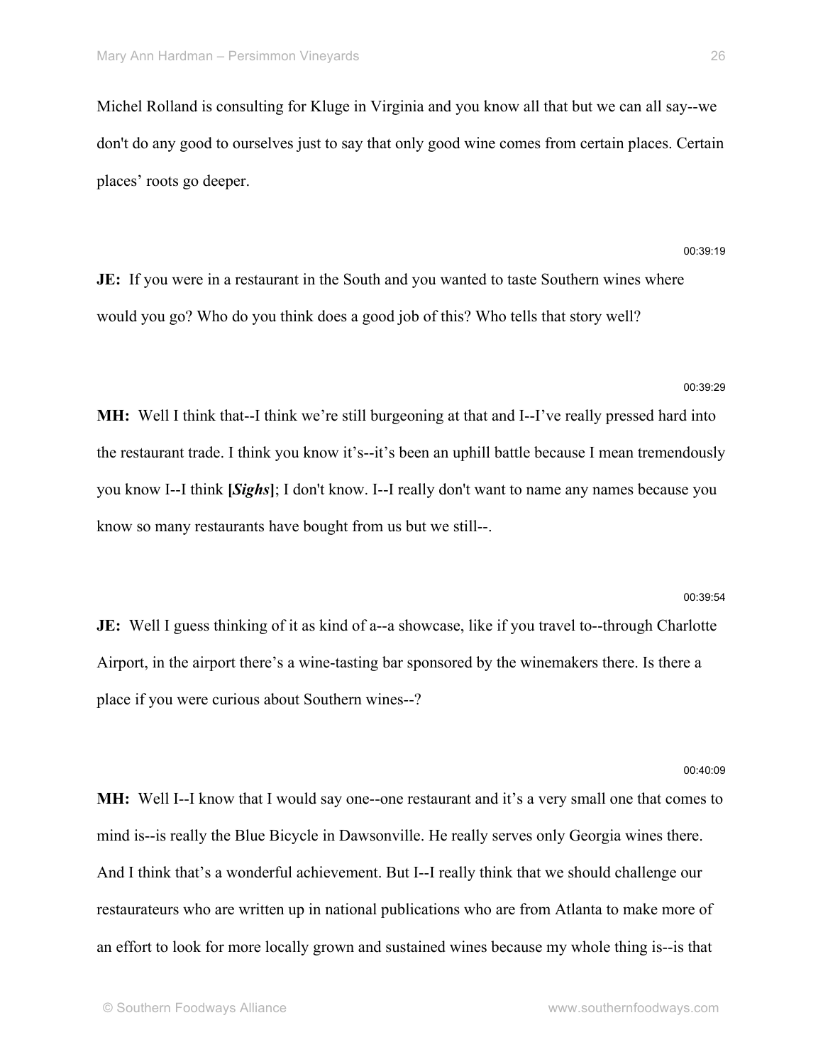Michel Rolland is consulting for Kluge in Virginia and you know all that but we can all say--we don't do any good to ourselves just to say that only good wine comes from certain places. Certain places' roots go deeper.

00:39:19

**JE:** If you were in a restaurant in the South and you wanted to taste Southern wines where would you go? Who do you think does a good job of this? Who tells that story well?

00:39:29

**MH:** Well I think that--I think we're still burgeoning at that and I--I've really pressed hard into the restaurant trade. I think you know it's--it's been an uphill battle because I mean tremendously you know I--I think **[*Sighs*]**; I don't know. I--I really don't want to name any names because you know so many restaurants have bought from us but we still--.

00:39:54

**JE:** Well I guess thinking of it as kind of a--a showcase, like if you travel to--through Charlotte Airport, in the airport there's a wine-tasting bar sponsored by the winemakers there. Is there a place if you were curious about Southern wines--?

00:40:09

**MH:** Well I--I know that I would say one--one restaurant and it's a very small one that comes to mind is--is really the Blue Bicycle in Dawsonville. He really serves only Georgia wines there. And I think that's a wonderful achievement. But I--I really think that we should challenge our restaurateurs who are written up in national publications who are from Atlanta to make more of an effort to look for more locally grown and sustained wines because my whole thing is--is that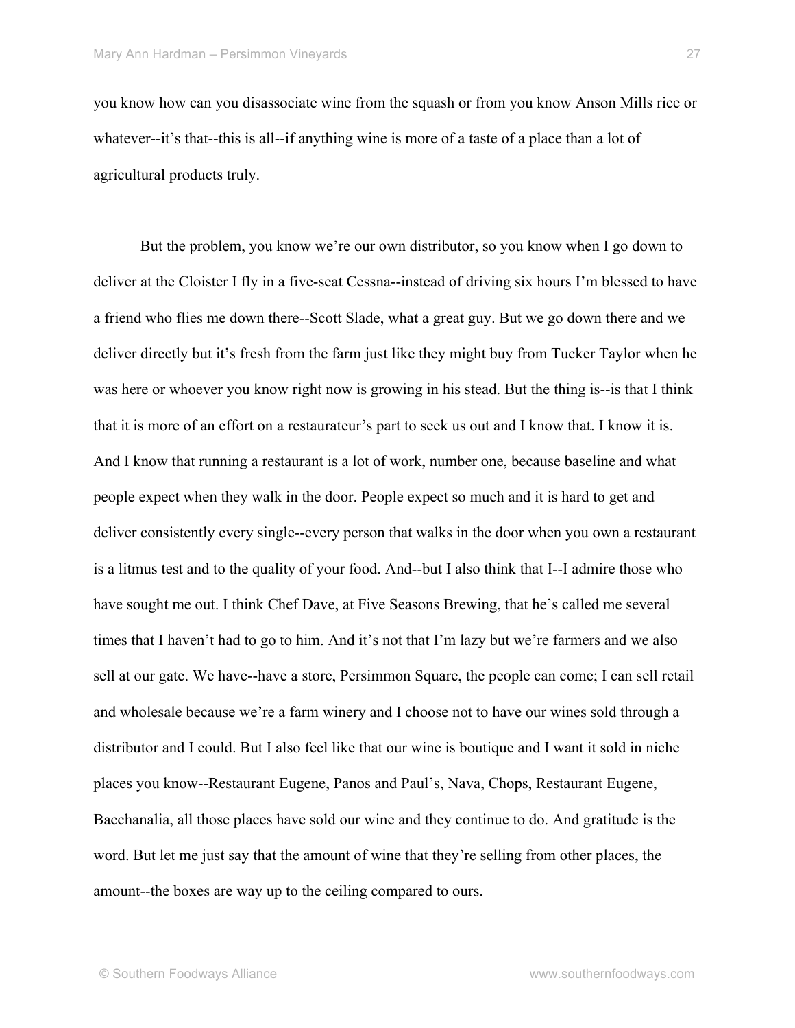you know how can you disassociate wine from the squash or from you know Anson Mills rice or whatever--it's that--this is all--if anything wine is more of a taste of a place than a lot of agricultural products truly.

But the problem, you know we're our own distributor, so you know when I go down to deliver at the Cloister I fly in a five-seat Cessna--instead of driving six hours I'm blessed to have a friend who flies me down there--Scott Slade, what a great guy. But we go down there and we deliver directly but it's fresh from the farm just like they might buy from Tucker Taylor when he was here or whoever you know right now is growing in his stead. But the thing is--is that I think that it is more of an effort on a restaurateur's part to seek us out and I know that. I know it is. And I know that running a restaurant is a lot of work, number one, because baseline and what people expect when they walk in the door. People expect so much and it is hard to get and deliver consistently every single--every person that walks in the door when you own a restaurant is a litmus test and to the quality of your food. And--but I also think that I--I admire those who have sought me out. I think Chef Dave, at Five Seasons Brewing, that he's called me several times that I haven't had to go to him. And it's not that I'm lazy but we're farmers and we also sell at our gate. We have--have a store, Persimmon Square, the people can come; I can sell retail and wholesale because we're a farm winery and I choose not to have our wines sold through a distributor and I could. But I also feel like that our wine is boutique and I want it sold in niche places you know--Restaurant Eugene, Panos and Paul's, Nava, Chops, Restaurant Eugene, Bacchanalia, all those places have sold our wine and they continue to do. And gratitude is the word. But let me just say that the amount of wine that they're selling from other places, the amount--the boxes are way up to the ceiling compared to ours.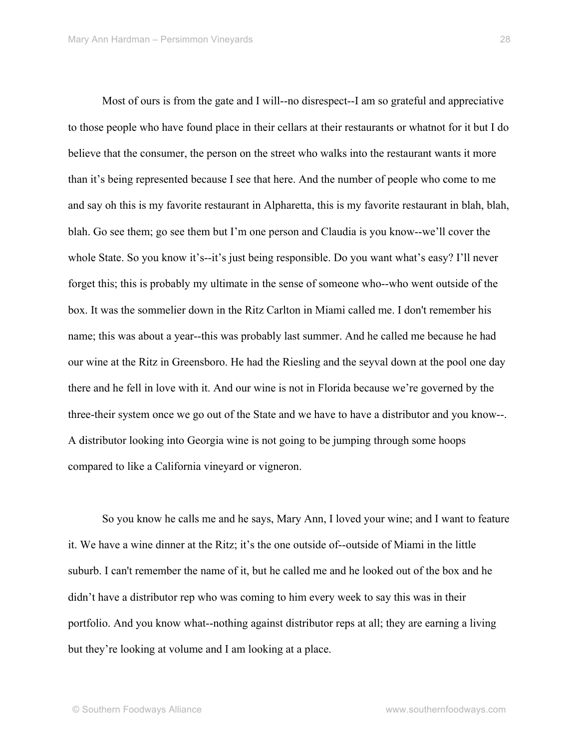Most of ours is from the gate and I will--no disrespect--I am so grateful and appreciative to those people who have found place in their cellars at their restaurants or whatnot for it but I do believe that the consumer, the person on the street who walks into the restaurant wants it more than it's being represented because I see that here. And the number of people who come to me and say oh this is my favorite restaurant in Alpharetta, this is my favorite restaurant in blah, blah, blah. Go see them; go see them but I'm one person and Claudia is you know--we'll cover the whole State. So you know it's--it's just being responsible. Do you want what's easy? I'll never forget this; this is probably my ultimate in the sense of someone who--who went outside of the box. It was the sommelier down in the Ritz Carlton in Miami called me. I don't remember his name; this was about a year--this was probably last summer. And he called me because he had our wine at the Ritz in Greensboro. He had the Riesling and the seyval down at the pool one day there and he fell in love with it. And our wine is not in Florida because we're governed by the three-their system once we go out of the State and we have to have a distributor and you know--. A distributor looking into Georgia wine is not going to be jumping through some hoops compared to like a California vineyard or vigneron.

So you know he calls me and he says, Mary Ann, I loved your wine; and I want to feature it. We have a wine dinner at the Ritz; it's the one outside of--outside of Miami in the little suburb. I can't remember the name of it, but he called me and he looked out of the box and he didn't have a distributor rep who was coming to him every week to say this was in their portfolio. And you know what--nothing against distributor reps at all; they are earning a living but they're looking at volume and I am looking at a place.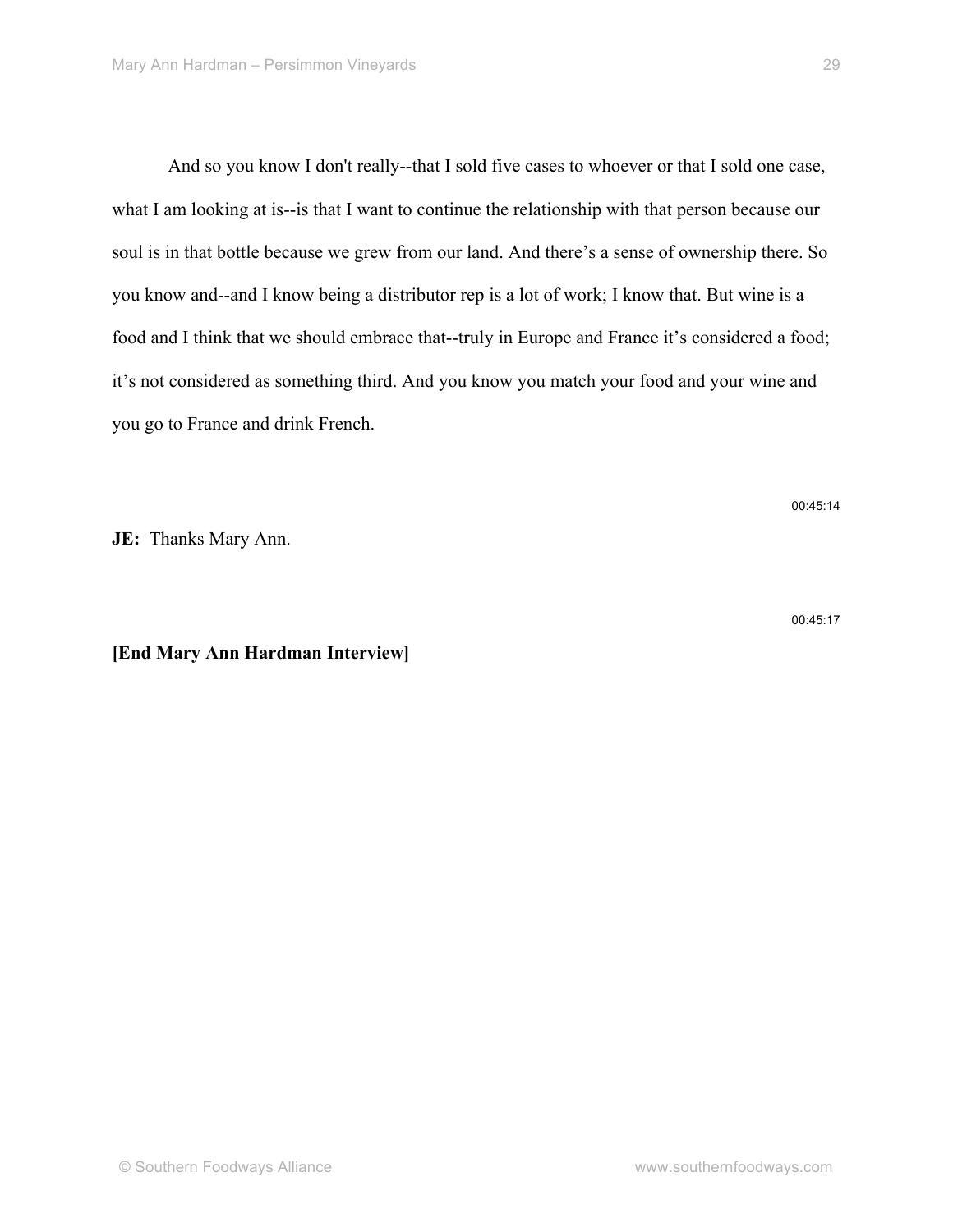And so you know I don't really--that I sold five cases to whoever or that I sold one case, what I am looking at is--is that I want to continue the relationship with that person because our soul is in that bottle because we grew from our land. And there's a sense of ownership there. So you know and--and I know being a distributor rep is a lot of work; I know that. But wine is a food and I think that we should embrace that--truly in Europe and France it's considered a food; it's not considered as something third. And you know you match your food and your wine and you go to France and drink French.

00:45:14

**JE:** Thanks Mary Ann.

00:45:17

**[End Mary Ann Hardman Interview]**